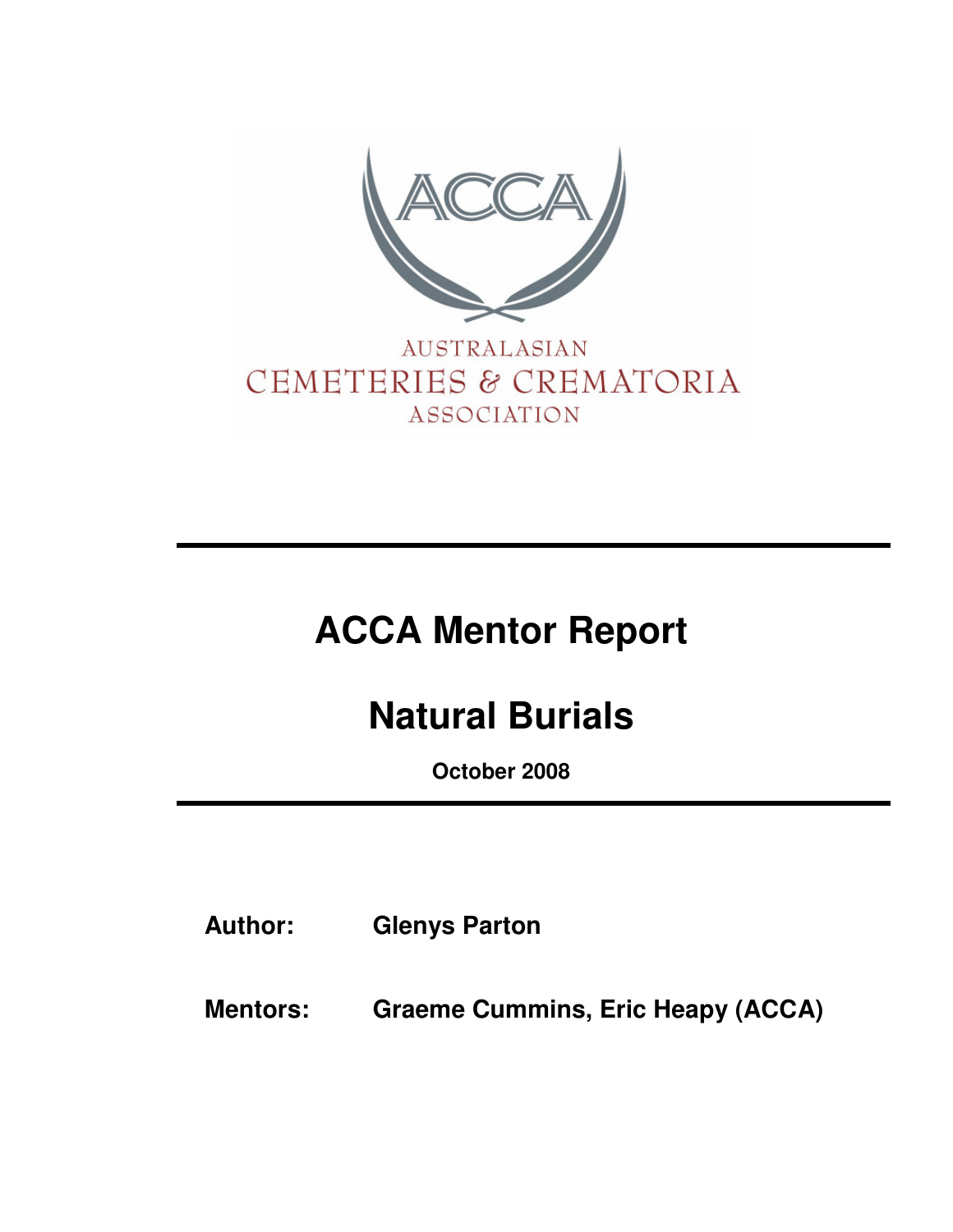ACCA

AUSTRALASIAN
CEMETERIES & CREMATORIA
ASSOCIATION

# ACCA Mentor Report

# Natural Burials

**October 2008**

**Author:** Glenys Parton

**Mentors:** Graeme Cummins, Eric Heapy (ACCA)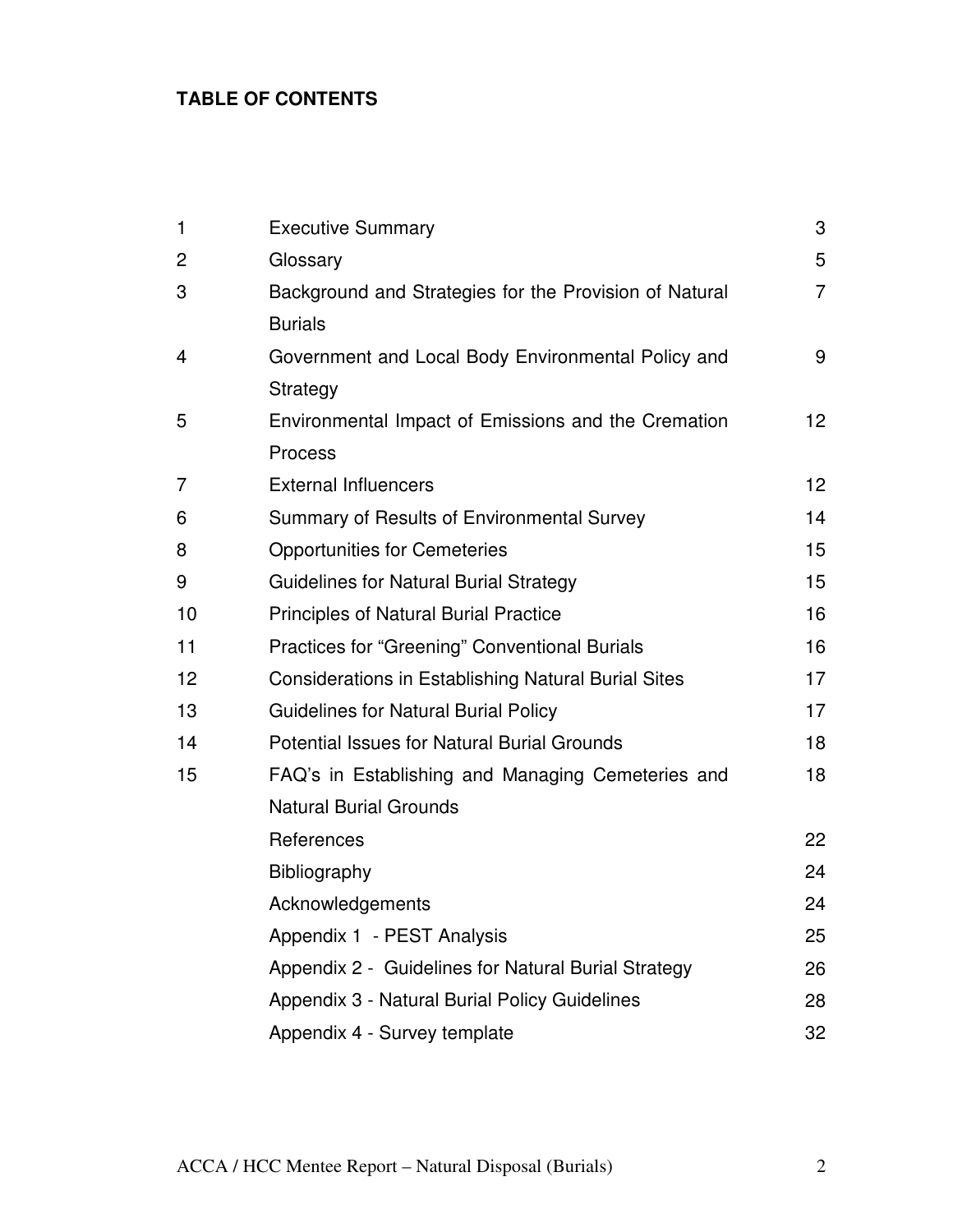**TABLE OF CONTENTS**

| | | |
|---|---|---|
| 1 | Executive Summary | 3 |
| 2 | Glossary | 5 |
| 3 | Background and Strategies for the Provision of Natural Burials | 7 |
| 4 | Government and Local Body Environmental Policy and Strategy | 9 |
| 5 | Environmental Impact of Emissions and the Cremation Process | 12 |
| 7 | External Influencers | 12 |
| 6 | Summary of Results of Environmental Survey | 14 |
| 8 | Opportunities for Cemeteries | 15 |
| 9 | Guidelines for Natural Burial Strategy | 15 |
| 10 | Principles of Natural Burial Practice | 16 |
| 11 | Practices for "Greening" Conventional Burials | 16 |
| 12 | Considerations in Establishing Natural Burial Sites | 17 |
| 13 | Guidelines for Natural Burial Policy | 17 |
| 14 | Potential Issues for Natural Burial Grounds | 18 |
| 15 | FAQ's in Establishing and Managing Cemeteries and Natural Burial Grounds | 18 |
| | References | 22 |
| | Bibliography | 24 |
| | Acknowledgements | 24 |
| | Appendix 1 - PEST Analysis | 25 |
| | Appendix 2 - Guidelines for Natural Burial Strategy | 26 |
| | Appendix 3 - Natural Burial Policy Guidelines | 28 |
| | Appendix 4 - Survey template | 32 |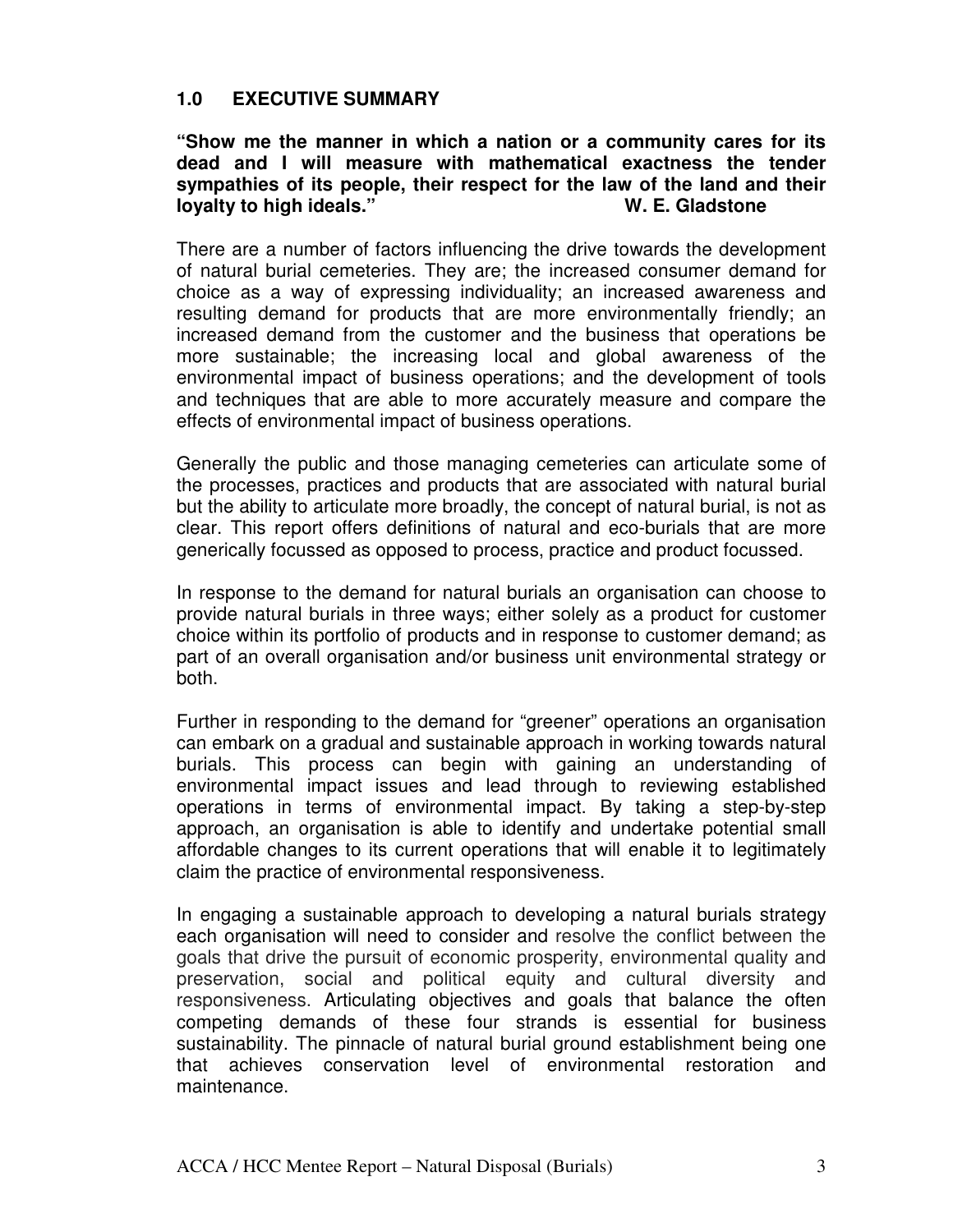## 1.0 EXECUTIVE SUMMARY

**"Show me the manner in which a nation or a community cares for its dead and I will measure with mathematical exactness the tender sympathies of its people, their respect for the law of the land and their loyalty to high ideals."** **W. E. Gladstone**

There are a number of factors influencing the drive towards the development of natural burial cemeteries. They are; the increased consumer demand for choice as a way of expressing individuality; an increased awareness and resulting demand for products that are more environmentally friendly; an increased demand from the customer and the business that operations be more sustainable; the increasing local and global awareness of the environmental impact of business operations; and the development of tools and techniques that are able to more accurately measure and compare the effects of environmental impact of business operations.

Generally the public and those managing cemeteries can articulate some of the processes, practices and products that are associated with natural burial but the ability to articulate more broadly, the concept of natural burial, is not as clear. This report offers definitions of natural and eco-burials that are more generically focussed as opposed to process, practice and product focussed.

In response to the demand for natural burials an organisation can choose to provide natural burials in three ways; either solely as a product for customer choice within its portfolio of products and in response to customer demand; as part of an overall organisation and/or business unit environmental strategy or both.

Further in responding to the demand for "greener" operations an organisation can embark on a gradual and sustainable approach in working towards natural burials. This process can begin with gaining an understanding of environmental impact issues and lead through to reviewing established operations in terms of environmental impact. By taking a step-by-step approach, an organisation is able to identify and undertake potential small affordable changes to its current operations that will enable it to legitimately claim the practice of environmental responsiveness.

In engaging a sustainable approach to developing a natural burials strategy each organisation will need to consider and resolve the conflict between the goals that drive the pursuit of economic prosperity, environmental quality and preservation, social and political equity and cultural diversity and responsiveness. Articulating objectives and goals that balance the often competing demands of these four strands is essential for business sustainability. The pinnacle of natural burial ground establishment being one that achieves conservation level of environmental restoration and maintenance.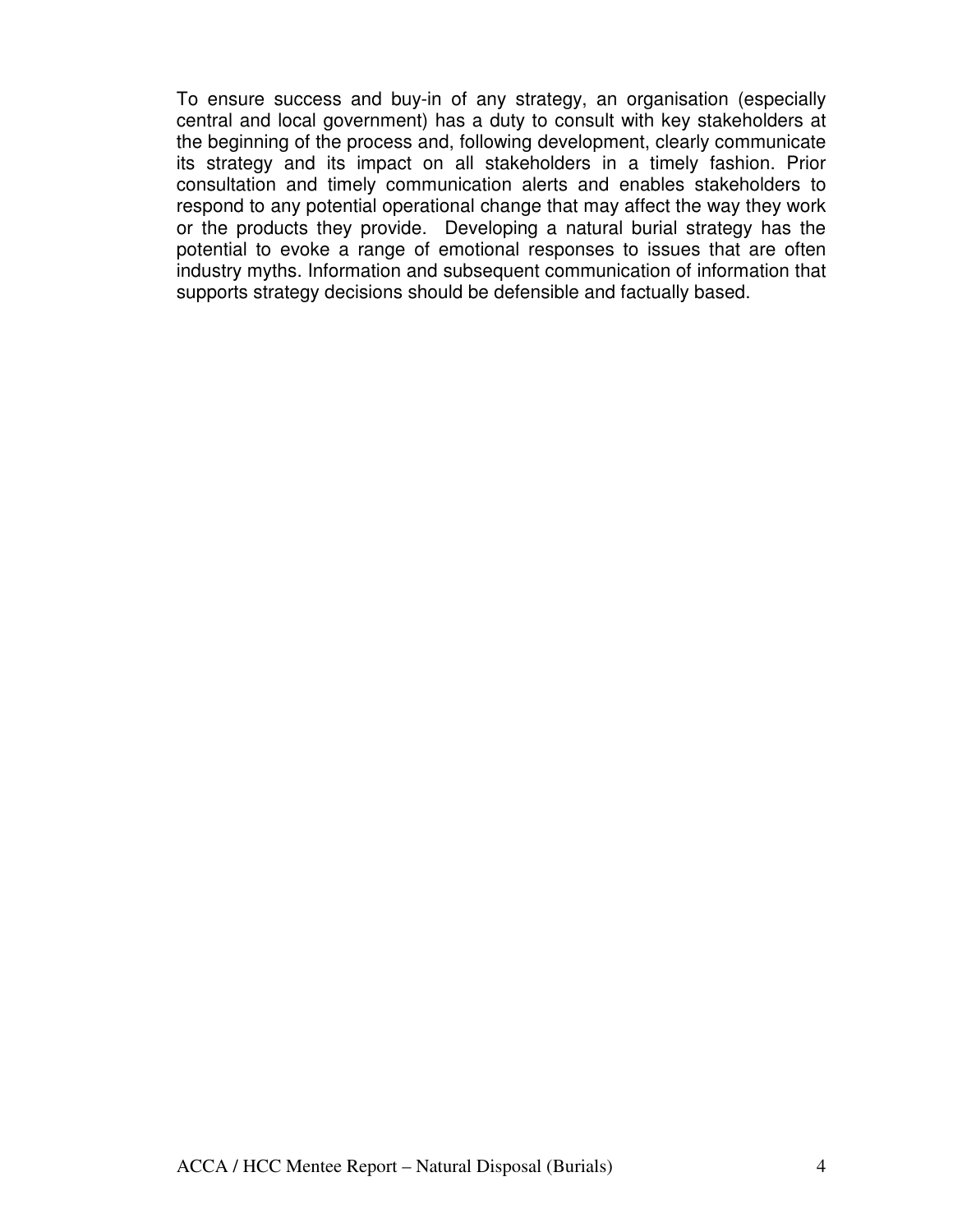To ensure success and buy-in of any strategy, an organisation (especially central and local government) has a duty to consult with key stakeholders at the beginning of the process and, following development, clearly communicate its strategy and its impact on all stakeholders in a timely fashion. Prior consultation and timely communication alerts and enables stakeholders to respond to any potential operational change that may affect the way they work or the products they provide. Developing a natural burial strategy has the potential to evoke a range of emotional responses to issues that are often industry myths. Information and subsequent communication of information that supports strategy decisions should be defensible and factually based.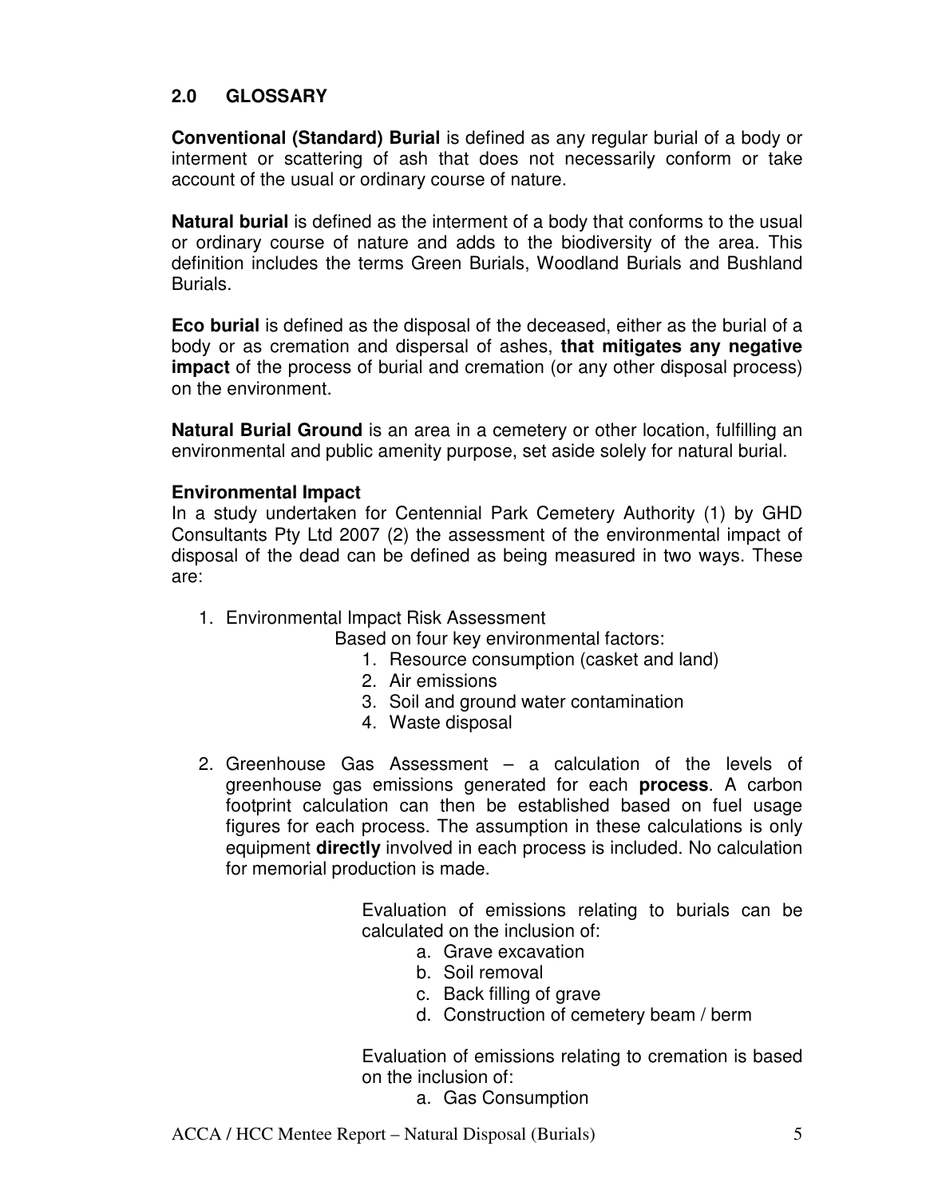## 2.0 GLOSSARY

**Conventional (Standard) Burial** is defined as any regular burial of a body or interment or scattering of ash that does not necessarily conform or take account of the usual or ordinary course of nature.

**Natural burial** is defined as the interment of a body that conforms to the usual or ordinary course of nature and adds to the biodiversity of the area. This definition includes the terms Green Burials, Woodland Burials and Bushland Burials.

**Eco burial** is defined as the disposal of the deceased, either as the burial of a body or as cremation and dispersal of ashes, **that mitigates any negative impact** of the process of burial and cremation (or any other disposal process) on the environment.

**Natural Burial Ground** is an area in a cemetery or other location, fulfilling an environmental and public amenity purpose, set aside solely for natural burial.

**Environmental Impact**

In a study undertaken for Centennial Park Cemetery Authority (1) by GHD Consultants Pty Ltd 2007 (2) the assessment of the environmental impact of disposal of the dead can be defined as being measured in two ways. These are:

1. Environmental Impact Risk Assessment

   Based on four key environmental factors:

   1. Resource consumption (casket and land)
   2. Air emissions
   3. Soil and ground water contamination
   4. Waste disposal

2. Greenhouse Gas Assessment – a calculation of the levels of greenhouse gas emissions generated for each **process**. A carbon footprint calculation can then be established based on fuel usage figures for each process. The assumption in these calculations is only equipment **directly** involved in each process is included. No calculation for memorial production is made.

   Evaluation of emissions relating to burials can be calculated on the inclusion of:

   a. Grave excavation
   b. Soil removal
   c. Back filling of grave
   d. Construction of cemetery beam / berm

   Evaluation of emissions relating to cremation is based on the inclusion of:

   a. Gas Consumption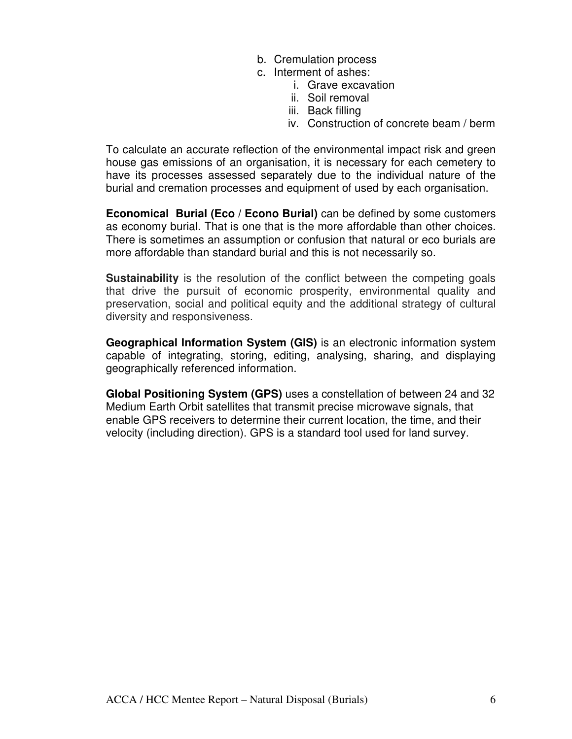b. Cremulation process
c. Interment of ashes:
    i. Grave excavation
    ii. Soil removal
    iii. Back filling
    iv. Construction of concrete beam / berm

To calculate an accurate reflection of the environmental impact risk and green house gas emissions of an organisation, it is necessary for each cemetery to have its processes assessed separately due to the individual nature of the burial and cremation processes and equipment of used by each organisation.

**Economical Burial (Eco / Econo Burial)** can be defined by some customers as economy burial. That is one that is the more affordable than other choices. There is sometimes an assumption or confusion that natural or eco burials are more affordable than standard burial and this is not necessarily so.

**Sustainability** is the resolution of the conflict between the competing goals that drive the pursuit of economic prosperity, environmental quality and preservation, social and political equity and the additional strategy of cultural diversity and responsiveness.

**Geographical Information System (GIS)** is an electronic information system capable of integrating, storing, editing, analysing, sharing, and displaying geographically referenced information.

**Global Positioning System (GPS)** uses a constellation of between 24 and 32 Medium Earth Orbit satellites that transmit precise microwave signals, that enable GPS receivers to determine their current location, the time, and their velocity (including direction). GPS is a standard tool used for land survey.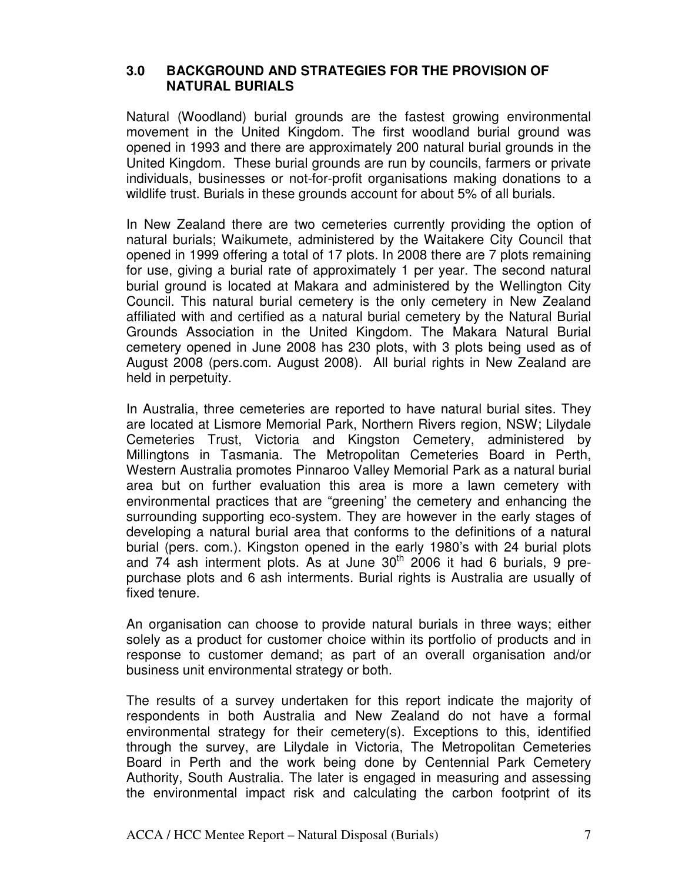## 3.0 BACKGROUND AND STRATEGIES FOR THE PROVISION OF NATURAL BURIALS

Natural (Woodland) burial grounds are the fastest growing environmental movement in the United Kingdom. The first woodland burial ground was opened in 1993 and there are approximately 200 natural burial grounds in the United Kingdom. These burial grounds are run by councils, farmers or private individuals, businesses or not-for-profit organisations making donations to a wildlife trust. Burials in these grounds account for about 5% of all burials.

In New Zealand there are two cemeteries currently providing the option of natural burials; Waikumete, administered by the Waitakere City Council that opened in 1999 offering a total of 17 plots. In 2008 there are 7 plots remaining for use, giving a burial rate of approximately 1 per year. The second natural burial ground is located at Makara and administered by the Wellington City Council. This natural burial cemetery is the only cemetery in New Zealand affiliated with and certified as a natural burial cemetery by the Natural Burial Grounds Association in the United Kingdom. The Makara Natural Burial cemetery opened in June 2008 has 230 plots, with 3 plots being used as of August 2008 (pers.com. August 2008). All burial rights in New Zealand are held in perpetuity.

In Australia, three cemeteries are reported to have natural burial sites. They are located at Lismore Memorial Park, Northern Rivers region, NSW; Lilydale Cemeteries Trust, Victoria and Kingston Cemetery, administered by Millingtons in Tasmania. The Metropolitan Cemeteries Board in Perth, Western Australia promotes Pinnaroo Valley Memorial Park as a natural burial area but on further evaluation this area is more a lawn cemetery with environmental practices that are "greening' the cemetery and enhancing the surrounding supporting eco-system. They are however in the early stages of developing a natural burial area that conforms to the definitions of a natural burial (pers. com.). Kingston opened in the early 1980's with 24 burial plots and 74 ash interment plots. As at June 30th 2006 it had 6 burials, 9 pre-purchase plots and 6 ash interments. Burial rights is Australia are usually of fixed tenure.

An organisation can choose to provide natural burials in three ways; either solely as a product for customer choice within its portfolio of products and in response to customer demand; as part of an overall organisation and/or business unit environmental strategy or both.

The results of a survey undertaken for this report indicate the majority of respondents in both Australia and New Zealand do not have a formal environmental strategy for their cemetery(s). Exceptions to this, identified through the survey, are Lilydale in Victoria, The Metropolitan Cemeteries Board in Perth and the work being done by Centennial Park Cemetery Authority, South Australia. The later is engaged in measuring and assessing the environmental impact risk and calculating the carbon footprint of its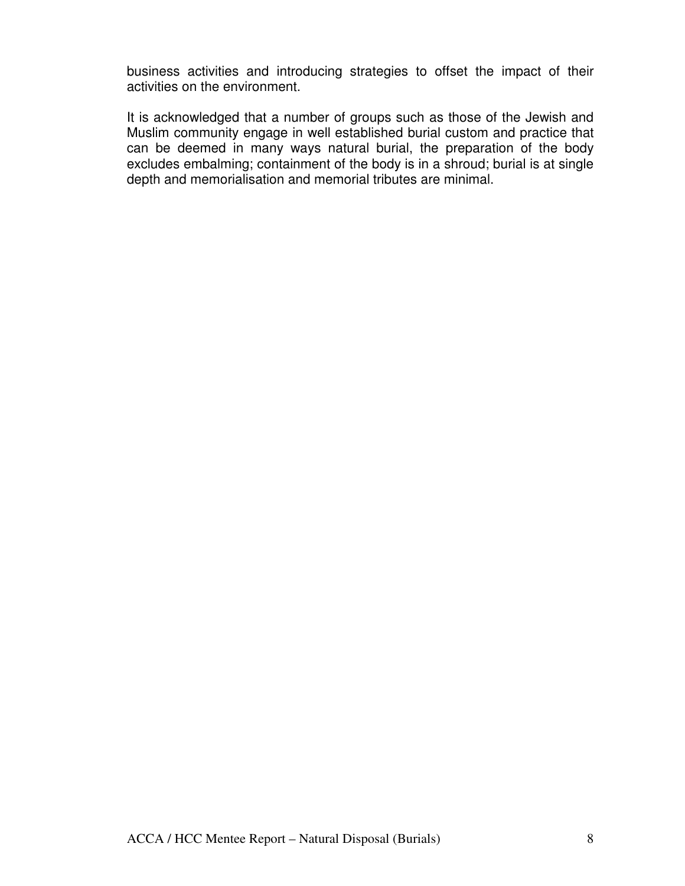business activities and introducing strategies to offset the impact of their activities on the environment.

It is acknowledged that a number of groups such as those of the Jewish and Muslim community engage in well established burial custom and practice that can be deemed in many ways natural burial, the preparation of the body excludes embalming; containment of the body is in a shroud; burial is at single depth and memorialisation and memorial tributes are minimal.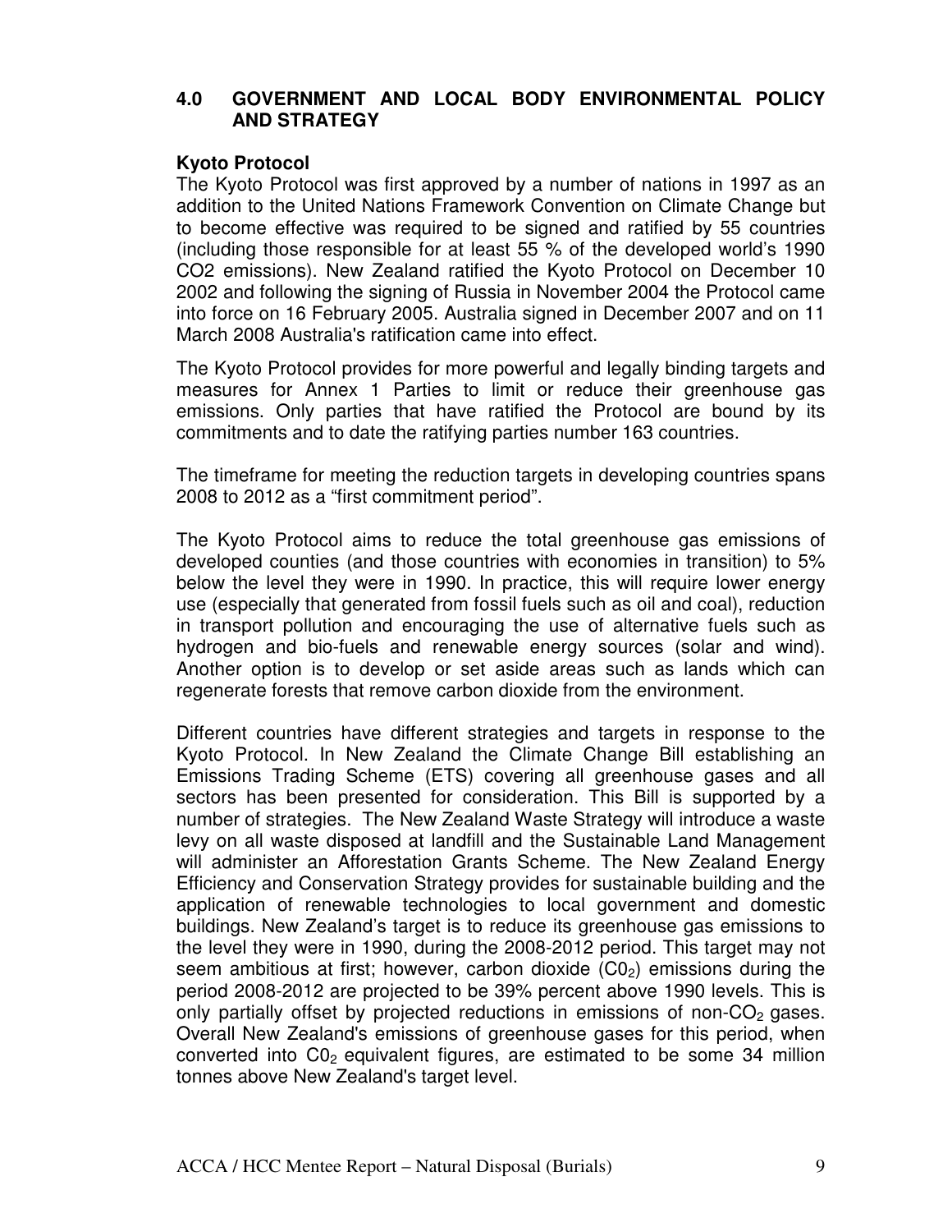## 4.0 GOVERNMENT AND LOCAL BODY ENVIRONMENTAL POLICY AND STRATEGY

**Kyoto Protocol**

The Kyoto Protocol was first approved by a number of nations in 1997 as an addition to the United Nations Framework Convention on Climate Change but to become effective was required to be signed and ratified by 55 countries (including those responsible for at least 55 % of the developed world's 1990 CO2 emissions). New Zealand ratified the Kyoto Protocol on December 10 2002 and following the signing of Russia in November 2004 the Protocol came into force on 16 February 2005. Australia signed in December 2007 and on 11 March 2008 Australia's ratification came into effect.

The Kyoto Protocol provides for more powerful and legally binding targets and measures for Annex 1 Parties to limit or reduce their greenhouse gas emissions. Only parties that have ratified the Protocol are bound by its commitments and to date the ratifying parties number 163 countries.

The timeframe for meeting the reduction targets in developing countries spans 2008 to 2012 as a "first commitment period".

The Kyoto Protocol aims to reduce the total greenhouse gas emissions of developed counties (and those countries with economies in transition) to 5% below the level they were in 1990. In practice, this will require lower energy use (especially that generated from fossil fuels such as oil and coal), reduction in transport pollution and encouraging the use of alternative fuels such as hydrogen and bio-fuels and renewable energy sources (solar and wind). Another option is to develop or set aside areas such as lands which can regenerate forests that remove carbon dioxide from the environment.

Different countries have different strategies and targets in response to the Kyoto Protocol. In New Zealand the Climate Change Bill establishing an Emissions Trading Scheme (ETS) covering all greenhouse gases and all sectors has been presented for consideration. This Bill is supported by a number of strategies. The New Zealand Waste Strategy will introduce a waste levy on all waste disposed at landfill and the Sustainable Land Management will administer an Afforestation Grants Scheme. The New Zealand Energy Efficiency and Conservation Strategy provides for sustainable building and the application of renewable technologies to local government and domestic buildings. New Zealand's target is to reduce its greenhouse gas emissions to the level they were in 1990, during the 2008-2012 period. This target may not seem ambitious at first; however, carbon dioxide ($C0_2$) emissions during the period 2008-2012 are projected to be 39% percent above 1990 levels. This is only partially offset by projected reductions in emissions of non-$CO_2$ gases. Overall New Zealand's emissions of greenhouse gases for this period, when converted into $C0_2$ equivalent figures, are estimated to be some 34 million tonnes above New Zealand's target level.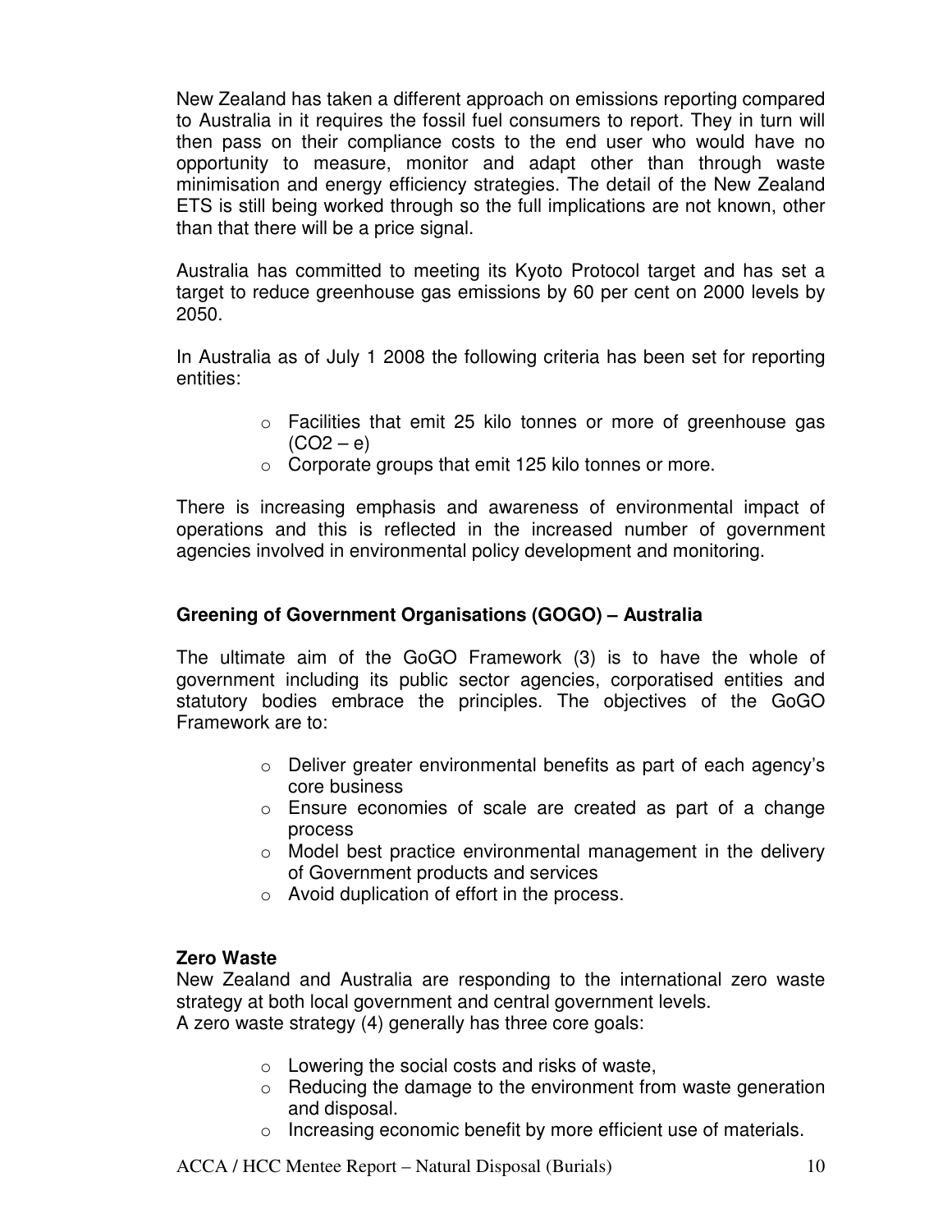New Zealand has taken a different approach on emissions reporting compared to Australia in it requires the fossil fuel consumers to report. They in turn will then pass on their compliance costs to the end user who would have no opportunity to measure, monitor and adapt other than through waste minimisation and energy efficiency strategies. The detail of the New Zealand ETS is still being worked through so the full implications are not known, other than that there will be a price signal.

Australia has committed to meeting its Kyoto Protocol target and has set a target to reduce greenhouse gas emissions by 60 per cent on 2000 levels by 2050.

In Australia as of July 1 2008 the following criteria has been set for reporting entities:

- Facilities that emit 25 kilo tonnes or more of greenhouse gas ($CO_2$ – e)
- Corporate groups that emit 125 kilo tonnes or more.

There is increasing emphasis and awareness of environmental impact of operations and this is reflected in the increased number of government agencies involved in environmental policy development and monitoring.

**Greening of Government Organisations (GOGO) – Australia**

The ultimate aim of the GoGO Framework (3) is to have the whole of government including its public sector agencies, corporatised entities and statutory bodies embrace the principles. The objectives of the GoGO Framework are to:

- Deliver greater environmental benefits as part of each agency's core business
- Ensure economies of scale are created as part of a change process
- Model best practice environmental management in the delivery of Government products and services
- Avoid duplication of effort in the process.

**Zero Waste**

New Zealand and Australia are responding to the international zero waste strategy at both local government and central government levels.
A zero waste strategy (4) generally has three core goals:

- Lowering the social costs and risks of waste,
- Reducing the damage to the environment from waste generation and disposal.
- Increasing economic benefit by more efficient use of materials.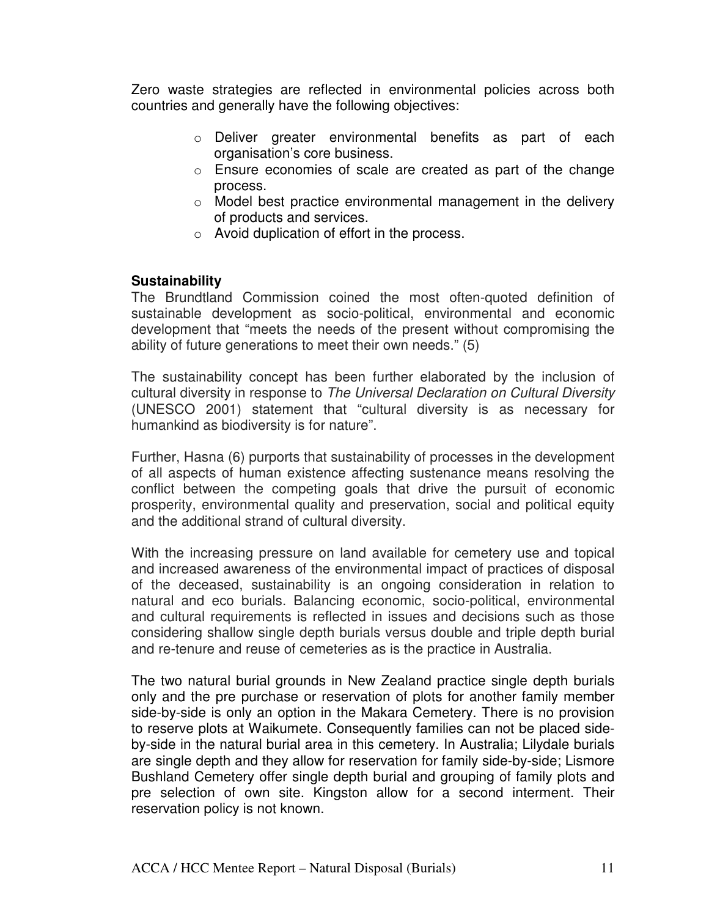Zero waste strategies are reflected in environmental policies across both countries and generally have the following objectives:

- Deliver greater environmental benefits as part of each organisation's core business.
- Ensure economies of scale are created as part of the change process.
- Model best practice environmental management in the delivery of products and services.
- Avoid duplication of effort in the process.

**Sustainability**

The Brundtland Commission coined the most often-quoted definition of sustainable development as socio-political, environmental and economic development that "meets the needs of the present without compromising the ability of future generations to meet their own needs." (5)

The sustainability concept has been further elaborated by the inclusion of cultural diversity in response to *The Universal Declaration on Cultural Diversity* (UNESCO 2001) statement that "cultural diversity is as necessary for humankind as biodiversity is for nature".

Further, Hasna (6) purports that sustainability of processes in the development of all aspects of human existence affecting sustenance means resolving the conflict between the competing goals that drive the pursuit of economic prosperity, environmental quality and preservation, social and political equity and the additional strand of cultural diversity.

With the increasing pressure on land available for cemetery use and topical and increased awareness of the environmental impact of practices of disposal of the deceased, sustainability is an ongoing consideration in relation to natural and eco burials. Balancing economic, socio-political, environmental and cultural requirements is reflected in issues and decisions such as those considering shallow single depth burials versus double and triple depth burial and re-tenure and reuse of cemeteries as is the practice in Australia.

The two natural burial grounds in New Zealand practice single depth burials only and the pre purchase or reservation of plots for another family member side-by-side is only an option in the Makara Cemetery. There is no provision to reserve plots at Waikumete. Consequently families can not be placed side-by-side in the natural burial area in this cemetery. In Australia; Lilydale burials are single depth and they allow for reservation for family side-by-side; Lismore Bushland Cemetery offer single depth burial and grouping of family plots and pre selection of own site. Kingston allow for a second interment. Their reservation policy is not known.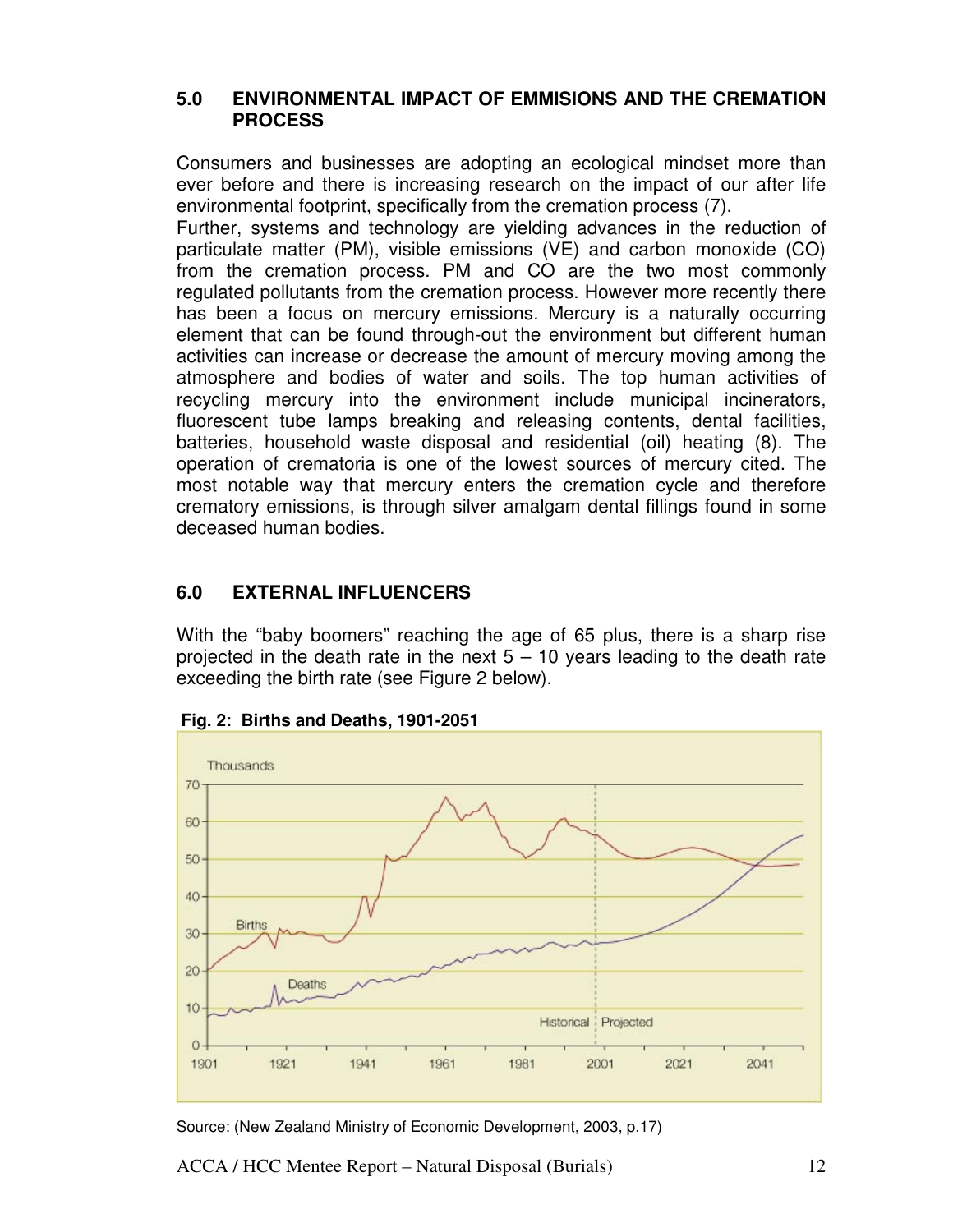## 5.0 ENVIRONMENTAL IMPACT OF EMMISIONS AND THE CREMATION PROCESS

Consumers and businesses are adopting an ecological mindset more than ever before and there is increasing research on the impact of our after life environmental footprint, specifically from the cremation process (7).
Further, systems and technology are yielding advances in the reduction of particulate matter (PM), visible emissions (VE) and carbon monoxide (CO) from the cremation process. PM and CO are the two most commonly regulated pollutants from the cremation process. However more recently there has been a focus on mercury emissions. Mercury is a naturally occurring element that can be found through-out the environment but different human activities can increase or decrease the amount of mercury moving among the atmosphere and bodies of water and soils. The top human activities of recycling mercury into the environment include municipal incinerators, fluorescent tube lamps breaking and releasing contents, dental facilities, batteries, household waste disposal and residential (oil) heating (8). The operation of crematoria is one of the lowest sources of mercury cited. The most notable way that mercury enters the cremation cycle and therefore crematory emissions, is through silver amalgam dental fillings found in some deceased human bodies.

## 6.0 EXTERNAL INFLUENCERS

With the "baby boomers" reaching the age of 65 plus, there is a sharp rise projected in the death rate in the next 5 – 10 years leading to the death rate exceeding the birth rate (see Figure 2 below).

**Fig. 2: Births and Deaths, 1901-2051**

Thousands
70
60
50
40
30
20
10
0
1901
1921
1941
1961
1981
2001
2021
2041
Births
Deaths
Historical
Projected

Source: (New Zealand Ministry of Economic Development, 2003, p.17)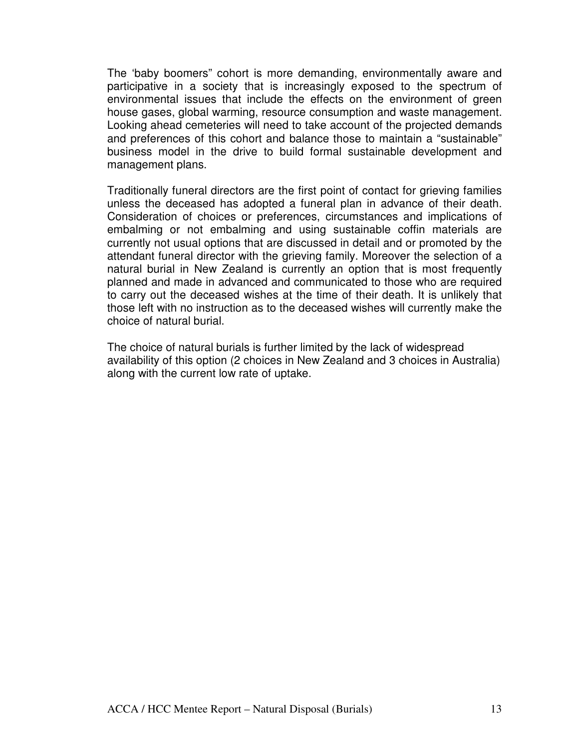The 'baby boomers" cohort is more demanding, environmentally aware and participative in a society that is increasingly exposed to the spectrum of environmental issues that include the effects on the environment of green house gases, global warming, resource consumption and waste management. Looking ahead cemeteries will need to take account of the projected demands and preferences of this cohort and balance those to maintain a "sustainable" business model in the drive to build formal sustainable development and management plans.

Traditionally funeral directors are the first point of contact for grieving families unless the deceased has adopted a funeral plan in advance of their death. Consideration of choices or preferences, circumstances and implications of embalming or not embalming and using sustainable coffin materials are currently not usual options that are discussed in detail and or promoted by the attendant funeral director with the grieving family. Moreover the selection of a natural burial in New Zealand is currently an option that is most frequently planned and made in advanced and communicated to those who are required to carry out the deceased wishes at the time of their death. It is unlikely that those left with no instruction as to the deceased wishes will currently make the choice of natural burial.

The choice of natural burials is further limited by the lack of widespread availability of this option (2 choices in New Zealand and 3 choices in Australia) along with the current low rate of uptake.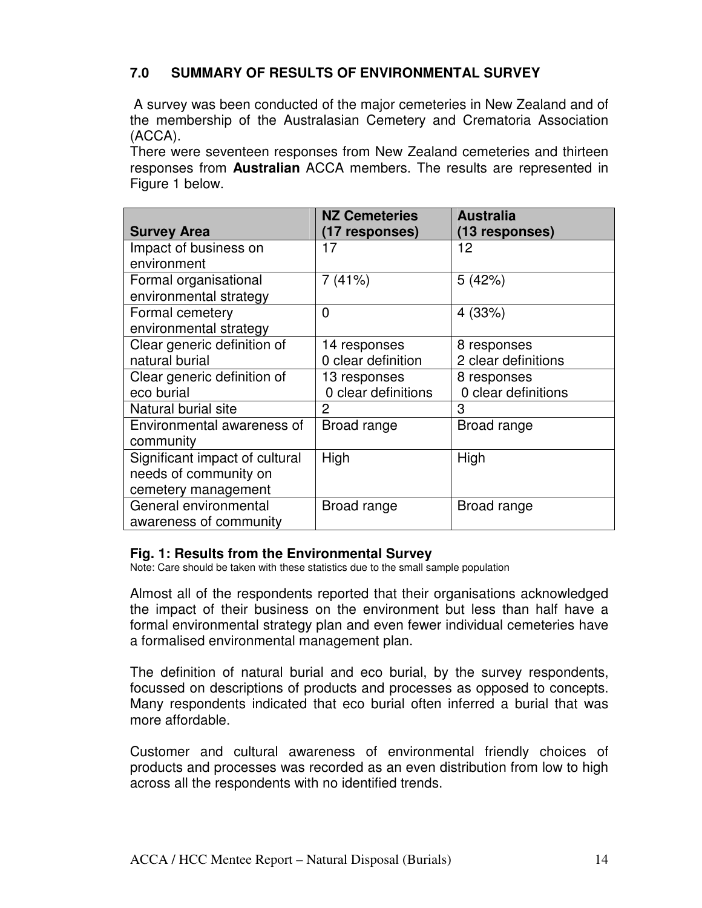## 7.0 SUMMARY OF RESULTS OF ENVIRONMENTAL SURVEY

A survey was been conducted of the major cemeteries in New Zealand and of the membership of the Australasian Cemetery and Crematoria Association (ACCA).

There were seventeen responses from New Zealand cemeteries and thirteen responses from **Australian** ACCA members. The results are represented in Figure 1 below.

| Survey Area | NZ Cemeteries (17 responses) | Australia (13 responses) |
|---|---|---|
| Impact of business on environment | 17 | 12 |
| Formal organisational environmental strategy | 7 (41%) | 5 (42%) |
| Formal cemetery environmental strategy | 0 | 4 (33%) |
| Clear generic definition of natural burial | 14 responses 0 clear definition | 8 responses 2 clear definitions |
| Clear generic definition of eco burial | 13 responses 0 clear definitions | 8 responses 0 clear definitions |
| Natural burial site | 2 | 3 |
| Environmental awareness of community | Broad range | Broad range |
| Significant impact of cultural needs of community on cemetery management | High | High |
| General environmental awareness of community | Broad range | Broad range |

**Fig. 1: Results from the Environmental Survey**

Note: Care should be taken with these statistics due to the small sample population

Almost all of the respondents reported that their organisations acknowledged the impact of their business on the environment but less than half have a formal environmental strategy plan and even fewer individual cemeteries have a formalised environmental management plan.

The definition of natural burial and eco burial, by the survey respondents, focussed on descriptions of products and processes as opposed to concepts. Many respondents indicated that eco burial often inferred a burial that was more affordable.

Customer and cultural awareness of environmental friendly choices of products and processes was recorded as an even distribution from low to high across all the respondents with no identified trends.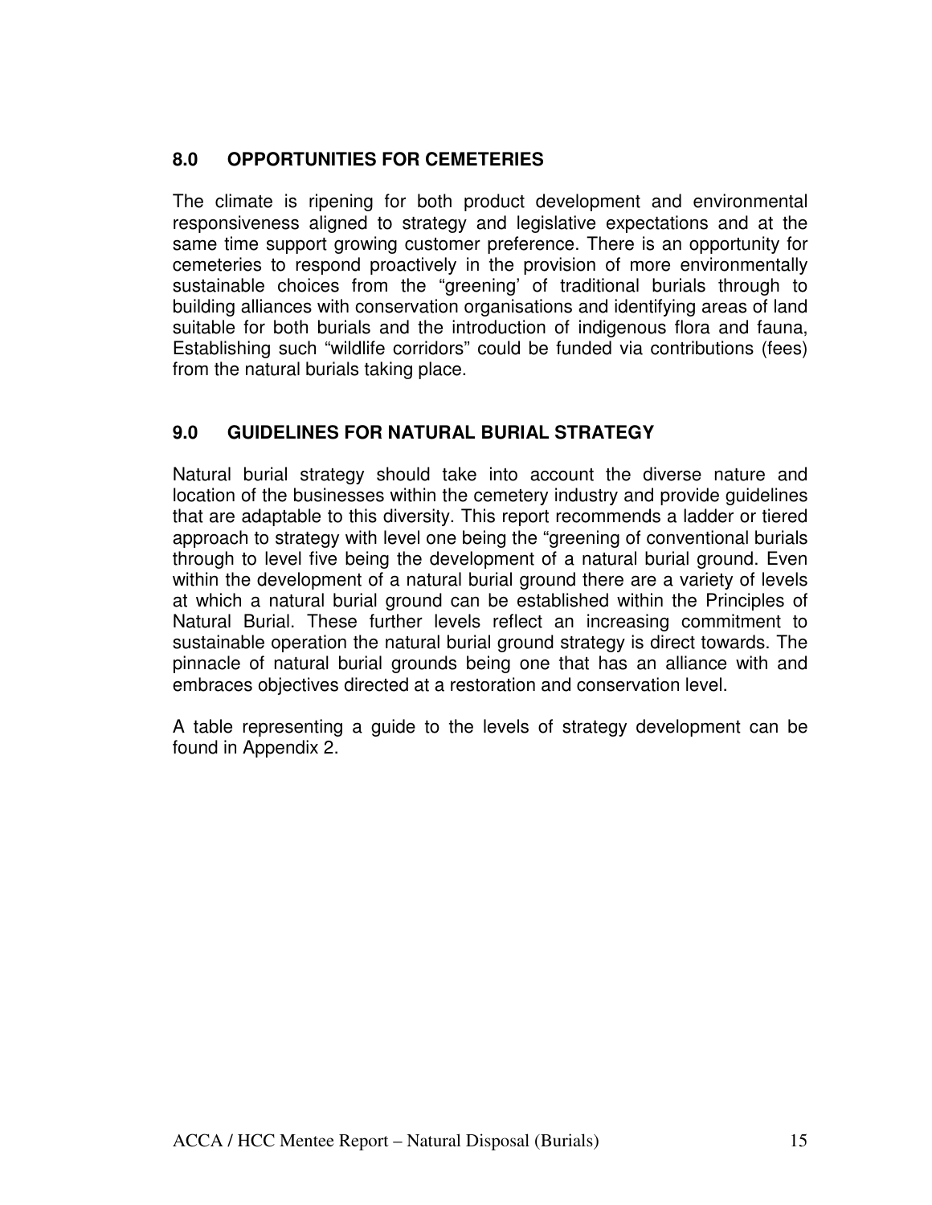## 8.0 OPPORTUNITIES FOR CEMETERIES

The climate is ripening for both product development and environmental responsiveness aligned to strategy and legislative expectations and at the same time support growing customer preference. There is an opportunity for cemeteries to respond proactively in the provision of more environmentally sustainable choices from the "greening' of traditional burials through to building alliances with conservation organisations and identifying areas of land suitable for both burials and the introduction of indigenous flora and fauna, Establishing such "wildlife corridors" could be funded via contributions (fees) from the natural burials taking place.

## 9.0 GUIDELINES FOR NATURAL BURIAL STRATEGY

Natural burial strategy should take into account the diverse nature and location of the businesses within the cemetery industry and provide guidelines that are adaptable to this diversity. This report recommends a ladder or tiered approach to strategy with level one being the "greening of conventional burials through to level five being the development of a natural burial ground. Even within the development of a natural burial ground there are a variety of levels at which a natural burial ground can be established within the Principles of Natural Burial. These further levels reflect an increasing commitment to sustainable operation the natural burial ground strategy is direct towards. The pinnacle of natural burial grounds being one that has an alliance with and embraces objectives directed at a restoration and conservation level.

A table representing a guide to the levels of strategy development can be found in Appendix 2.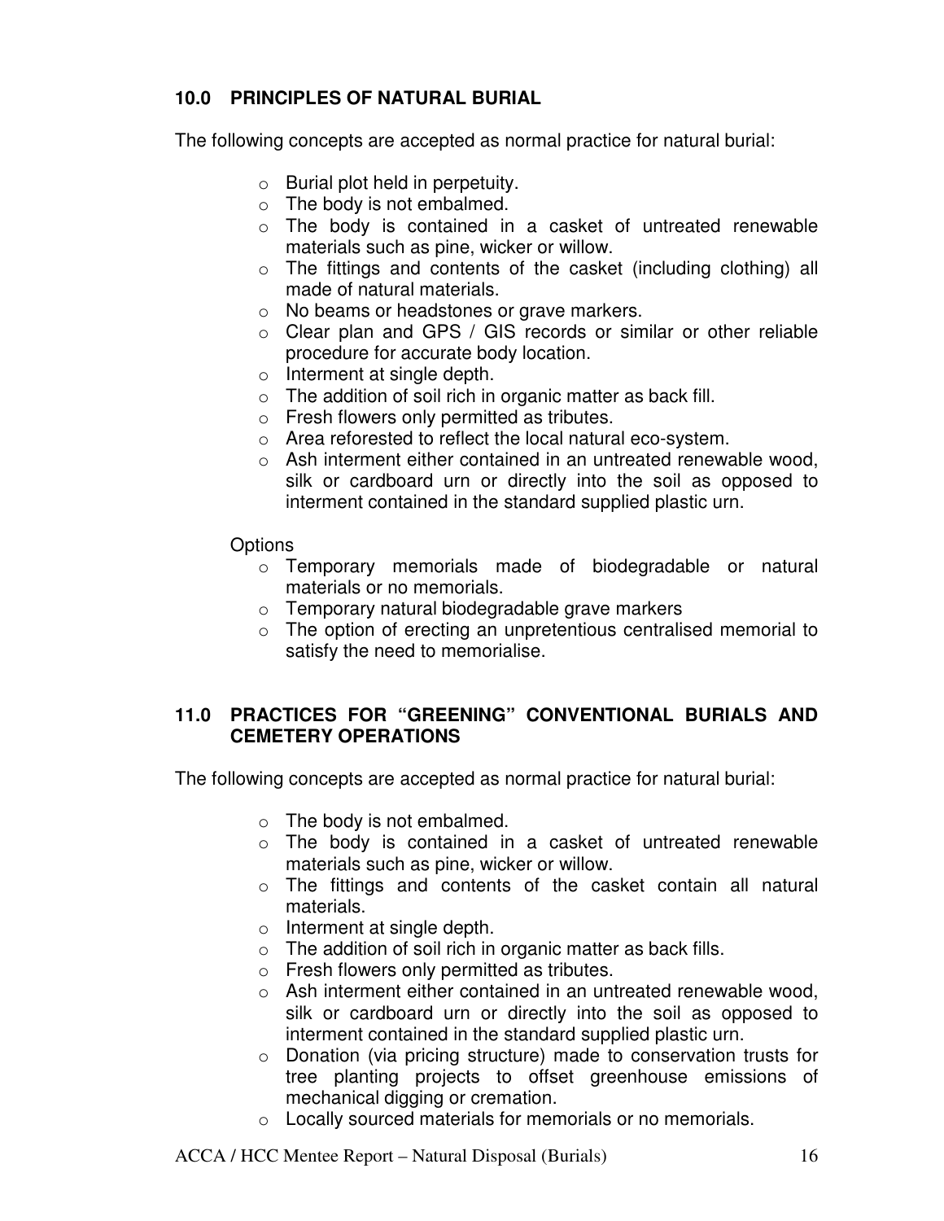## 10.0 PRINCIPLES OF NATURAL BURIAL

The following concepts are accepted as normal practice for natural burial:

- Burial plot held in perpetuity.
- The body is not embalmed.
- The body is contained in a casket of untreated renewable materials such as pine, wicker or willow.
- The fittings and contents of the casket (including clothing) all made of natural materials.
- No beams or headstones or grave markers.
- Clear plan and GPS / GIS records or similar or other reliable procedure for accurate body location.
- Interment at single depth.
- The addition of soil rich in organic matter as back fill.
- Fresh flowers only permitted as tributes.
- Area reforested to reflect the local natural eco-system.
- Ash interment either contained in an untreated renewable wood, silk or cardboard urn or directly into the soil as opposed to interment contained in the standard supplied plastic urn.

Options

- Temporary memorials made of biodegradable or natural materials or no memorials.
- Temporary natural biodegradable grave markers
- The option of erecting an unpretentious centralised memorial to satisfy the need to memorialise.

## 11.0 PRACTICES FOR "GREENING" CONVENTIONAL BURIALS AND CEMETERY OPERATIONS

The following concepts are accepted as normal practice for natural burial:

- The body is not embalmed.
- The body is contained in a casket of untreated renewable materials such as pine, wicker or willow.
- The fittings and contents of the casket contain all natural materials.
- Interment at single depth.
- The addition of soil rich in organic matter as back fills.
- Fresh flowers only permitted as tributes.
- Ash interment either contained in an untreated renewable wood, silk or cardboard urn or directly into the soil as opposed to interment contained in the standard supplied plastic urn.
- Donation (via pricing structure) made to conservation trusts for tree planting projects to offset greenhouse emissions of mechanical digging or cremation.
- Locally sourced materials for memorials or no memorials.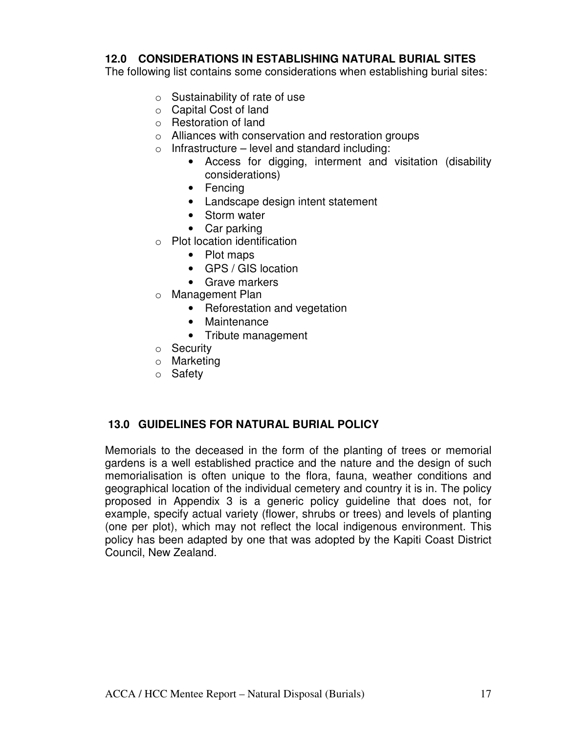## 12.0 CONSIDERATIONS IN ESTABLISHING NATURAL BURIAL SITES

The following list contains some considerations when establishing burial sites:

- Sustainability of rate of use
- Capital Cost of land
- Restoration of land
- Alliances with conservation and restoration groups
- Infrastructure – level and standard including:
  - Access for digging, interment and visitation (disability considerations)
  - Fencing
  - Landscape design intent statement
  - Storm water
  - Car parking
- Plot location identification
  - Plot maps
  - GPS / GIS location
  - Grave markers
- Management Plan
  - Reforestation and vegetation
  - Maintenance
  - Tribute management
- Security
- Marketing
- Safety

## 13.0 GUIDELINES FOR NATURAL BURIAL POLICY

Memorials to the deceased in the form of the planting of trees or memorial gardens is a well established practice and the nature and the design of such memorialisation is often unique to the flora, fauna, weather conditions and geographical location of the individual cemetery and country it is in. The policy proposed in Appendix 3 is a generic policy guideline that does not, for example, specify actual variety (flower, shrubs or trees) and levels of planting (one per plot), which may not reflect the local indigenous environment. This policy has been adapted by one that was adopted by the Kapiti Coast District Council, New Zealand.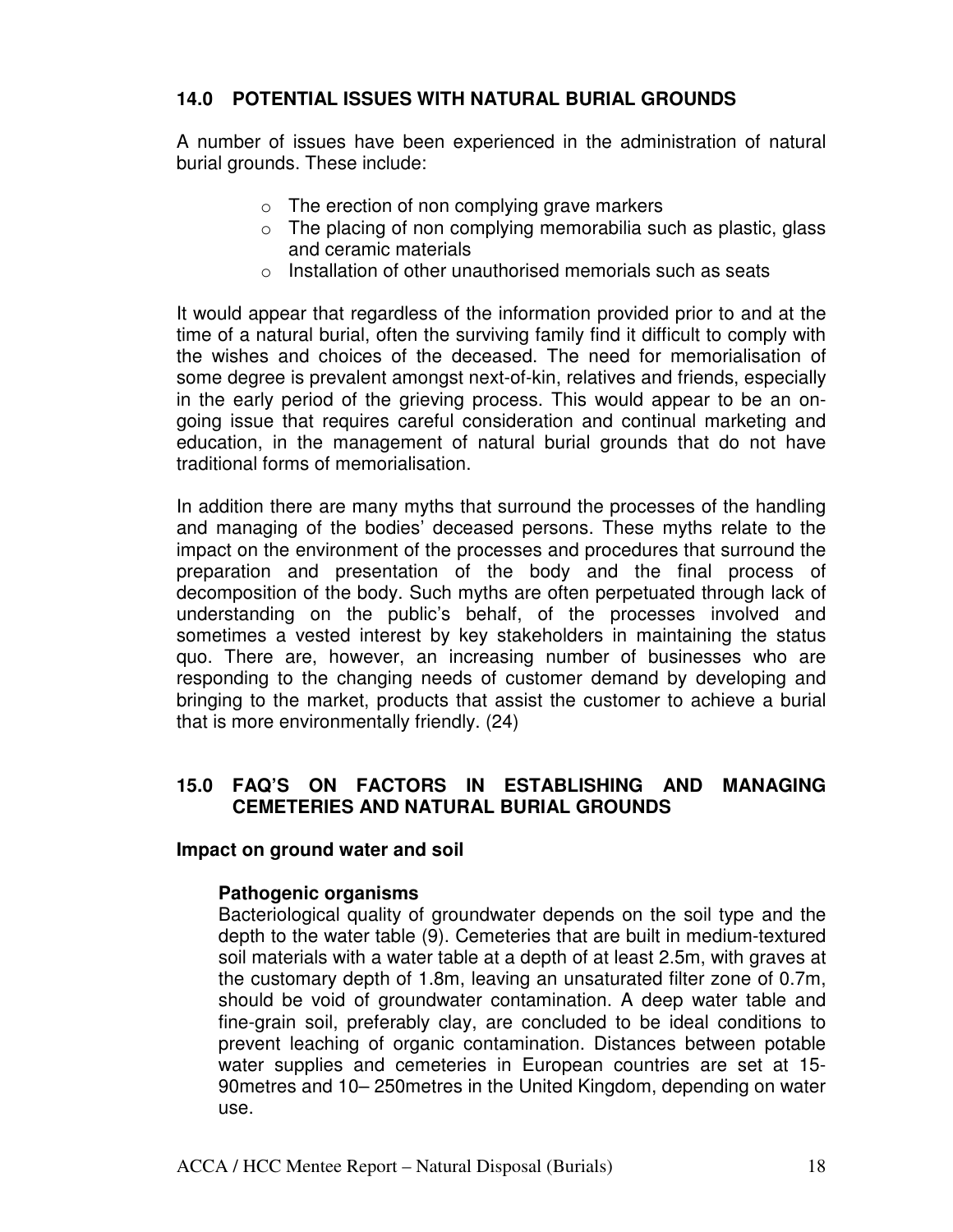## 14.0 POTENTIAL ISSUES WITH NATURAL BURIAL GROUNDS

A number of issues have been experienced in the administration of natural burial grounds. These include:

- The erection of non complying grave markers
- The placing of non complying memorabilia such as plastic, glass and ceramic materials
- Installation of other unauthorised memorials such as seats

It would appear that regardless of the information provided prior to and at the time of a natural burial, often the surviving family find it difficult to comply with the wishes and choices of the deceased. The need for memorialisation of some degree is prevalent amongst next-of-kin, relatives and friends, especially in the early period of the grieving process. This would appear to be an on-going issue that requires careful consideration and continual marketing and education, in the management of natural burial grounds that do not have traditional forms of memorialisation.

In addition there are many myths that surround the processes of the handling and managing of the bodies' deceased persons. These myths relate to the impact on the environment of the processes and procedures that surround the preparation and presentation of the body and the final process of decomposition of the body. Such myths are often perpetuated through lack of understanding on the public's behalf, of the processes involved and sometimes a vested interest by key stakeholders in maintaining the status quo. There are, however, an increasing number of businesses who are responding to the changing needs of customer demand by developing and bringing to the market, products that assist the customer to achieve a burial that is more environmentally friendly. (24)

## 15.0 FAQ'S ON FACTORS IN ESTABLISHING AND MANAGING CEMETERIES AND NATURAL BURIAL GROUNDS

### Impact on ground water and soil

#### Pathogenic organisms

Bacteriological quality of groundwater depends on the soil type and the depth to the water table (9). Cemeteries that are built in medium-textured soil materials with a water table at a depth of at least 2.5m, with graves at the customary depth of 1.8m, leaving an unsaturated filter zone of 0.7m, should be void of groundwater contamination. A deep water table and fine-grain soil, preferably clay, are concluded to be ideal conditions to prevent leaching of organic contamination. Distances between potable water supplies and cemeteries in European countries are set at 15-90metres and 10– 250metres in the United Kingdom, depending on water use.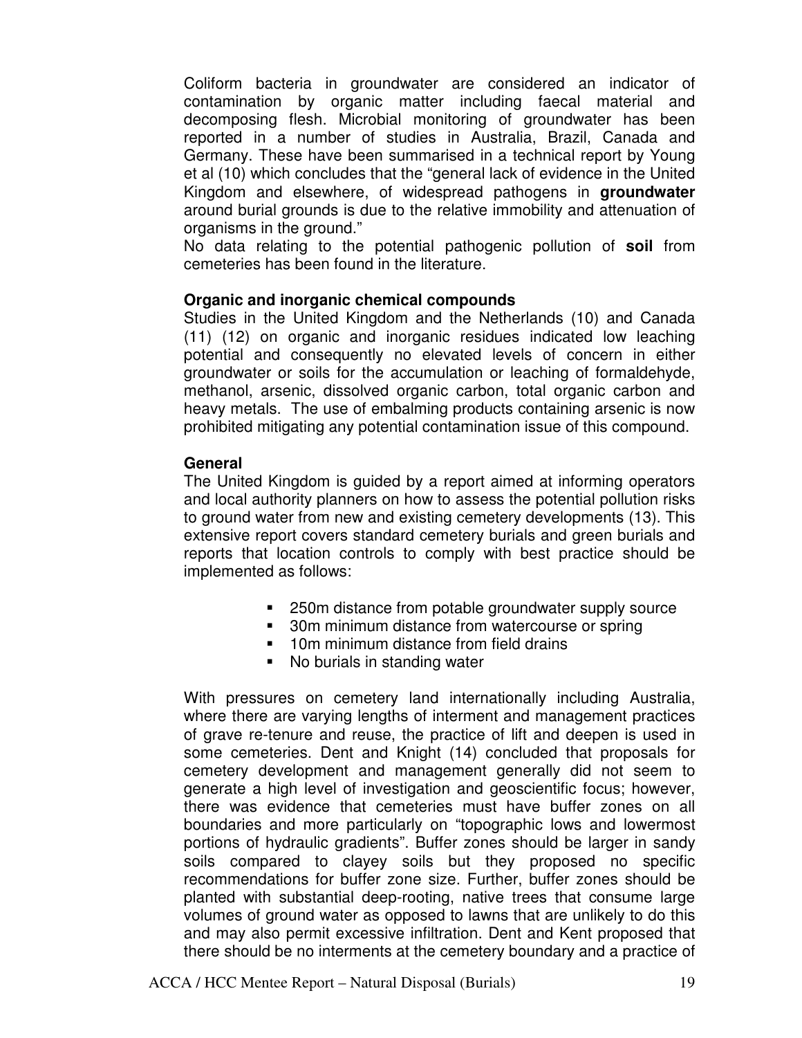Coliform bacteria in groundwater are considered an indicator of contamination by organic matter including faecal material and decomposing flesh. Microbial monitoring of groundwater has been reported in a number of studies in Australia, Brazil, Canada and Germany. These have been summarised in a technical report by Young et al (10) which concludes that the "general lack of evidence in the United Kingdom and elsewhere, of widespread pathogens in **groundwater** around burial grounds is due to the relative immobility and attenuation of organisms in the ground."

No data relating to the potential pathogenic pollution of **soil** from cemeteries has been found in the literature.

**Organic and inorganic chemical compounds**

Studies in the United Kingdom and the Netherlands (10) and Canada (11) (12) on organic and inorganic residues indicated low leaching potential and consequently no elevated levels of concern in either groundwater or soils for the accumulation or leaching of formaldehyde, methanol, arsenic, dissolved organic carbon, total organic carbon and heavy metals. The use of embalming products containing arsenic is now prohibited mitigating any potential contamination issue of this compound.

**General**

The United Kingdom is guided by a report aimed at informing operators and local authority planners on how to assess the potential pollution risks to ground water from new and existing cemetery developments (13). This extensive report covers standard cemetery burials and green burials and reports that location controls to comply with best practice should be implemented as follows:

- 250m distance from potable groundwater supply source
- 30m minimum distance from watercourse or spring
- 10m minimum distance from field drains
- No burials in standing water

With pressures on cemetery land internationally including Australia, where there are varying lengths of interment and management practices of grave re-tenure and reuse, the practice of lift and deepen is used in some cemeteries. Dent and Knight (14) concluded that proposals for cemetery development and management generally did not seem to generate a high level of investigation and geoscientific focus; however, there was evidence that cemeteries must have buffer zones on all boundaries and more particularly on "topographic lows and lowermost portions of hydraulic gradients". Buffer zones should be larger in sandy soils compared to clayey soils but they proposed no specific recommendations for buffer zone size. Further, buffer zones should be planted with substantial deep-rooting, native trees that consume large volumes of ground water as opposed to lawns that are unlikely to do this and may also permit excessive infiltration. Dent and Kent proposed that there should be no interments at the cemetery boundary and a practice of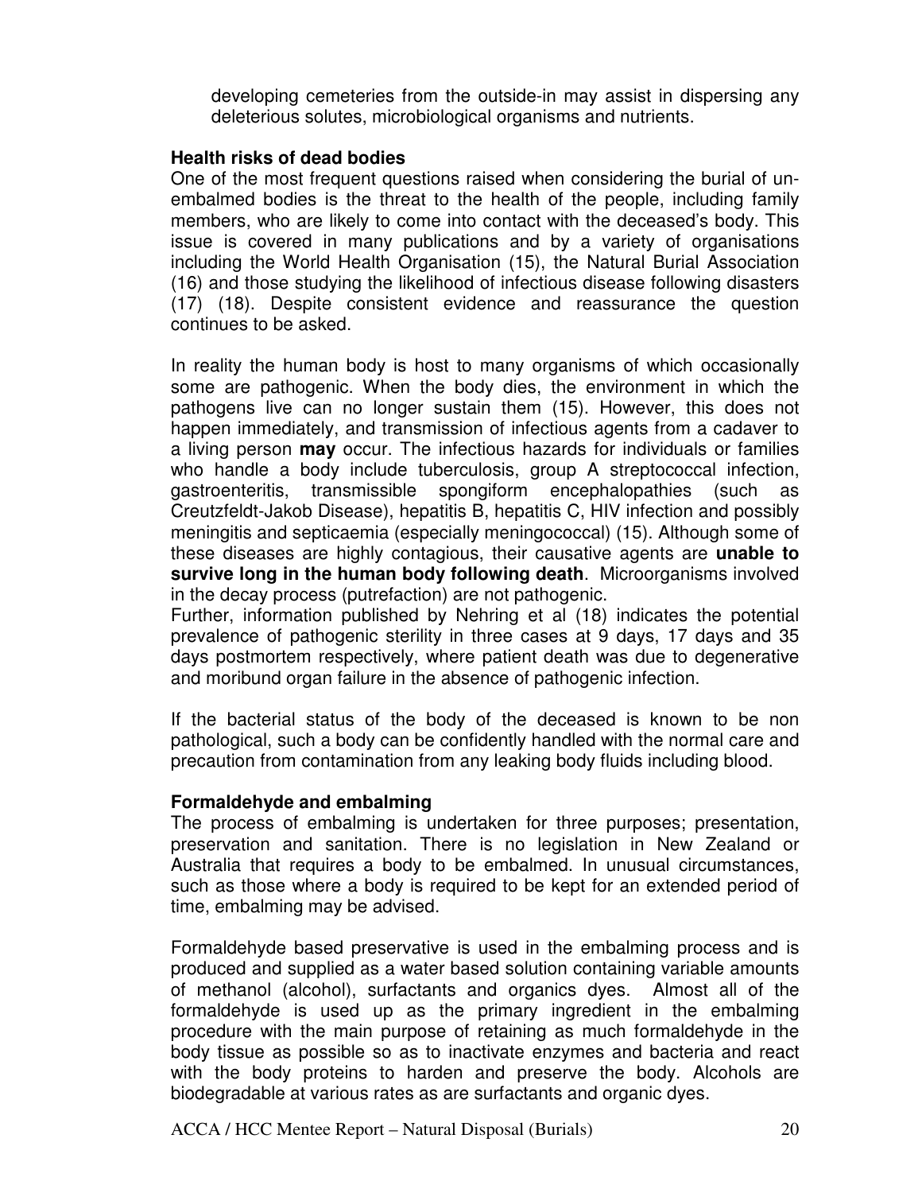developing cemeteries from the outside-in may assist in dispersing any deleterious solutes, microbiological organisms and nutrients.

**Health risks of dead bodies**

One of the most frequent questions raised when considering the burial of un-embalmed bodies is the threat to the health of the people, including family members, who are likely to come into contact with the deceased's body. This issue is covered in many publications and by a variety of organisations including the World Health Organisation (15), the Natural Burial Association (16) and those studying the likelihood of infectious disease following disasters (17) (18). Despite consistent evidence and reassurance the question continues to be asked.

In reality the human body is host to many organisms of which occasionally some are pathogenic. When the body dies, the environment in which the pathogens live can no longer sustain them (15). However, this does not happen immediately, and transmission of infectious agents from a cadaver to a living person **may** occur. The infectious hazards for individuals or families who handle a body include tuberculosis, group A streptococcal infection, gastroenteritis, transmissible spongiform encephalopathies (such as Creutzfeldt-Jakob Disease), hepatitis B, hepatitis C, HIV infection and possibly meningitis and septicaemia (especially meningococcal) (15). Although some of these diseases are highly contagious, their causative agents are **unable to survive long in the human body following death**. Microorganisms involved in the decay process (putrefaction) are not pathogenic.

Further, information published by Nehring et al (18) indicates the potential prevalence of pathogenic sterility in three cases at 9 days, 17 days and 35 days postmortem respectively, where patient death was due to degenerative and moribund organ failure in the absence of pathogenic infection.

If the bacterial status of the body of the deceased is known to be non pathological, such a body can be confidently handled with the normal care and precaution from contamination from any leaking body fluids including blood.

**Formaldehyde and embalming**

The process of embalming is undertaken for three purposes; presentation, preservation and sanitation. There is no legislation in New Zealand or Australia that requires a body to be embalmed. In unusual circumstances, such as those where a body is required to be kept for an extended period of time, embalming may be advised.

Formaldehyde based preservative is used in the embalming process and is produced and supplied as a water based solution containing variable amounts of methanol (alcohol), surfactants and organics dyes. Almost all of the formaldehyde is used up as the primary ingredient in the embalming procedure with the main purpose of retaining as much formaldehyde in the body tissue as possible so as to inactivate enzymes and bacteria and react with the body proteins to harden and preserve the body. Alcohols are biodegradable at various rates as are surfactants and organic dyes.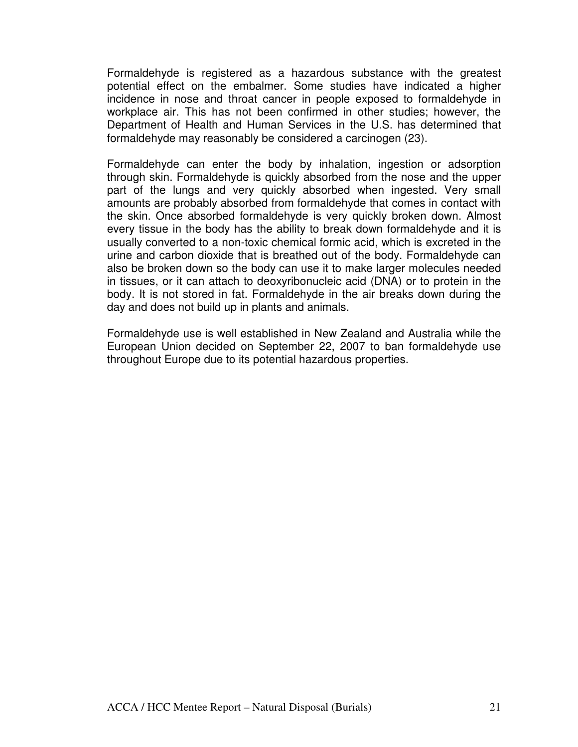Formaldehyde is registered as a hazardous substance with the greatest potential effect on the embalmer. Some studies have indicated a higher incidence in nose and throat cancer in people exposed to formaldehyde in workplace air. This has not been confirmed in other studies; however, the Department of Health and Human Services in the U.S. has determined that formaldehyde may reasonably be considered a carcinogen (23).

Formaldehyde can enter the body by inhalation, ingestion or adsorption through skin. Formaldehyde is quickly absorbed from the nose and the upper part of the lungs and very quickly absorbed when ingested. Very small amounts are probably absorbed from formaldehyde that comes in contact with the skin. Once absorbed formaldehyde is very quickly broken down. Almost every tissue in the body has the ability to break down formaldehyde and it is usually converted to a non-toxic chemical formic acid, which is excreted in the urine and carbon dioxide that is breathed out of the body. Formaldehyde can also be broken down so the body can use it to make larger molecules needed in tissues, or it can attach to deoxyribonucleic acid (DNA) or to protein in the body. It is not stored in fat. Formaldehyde in the air breaks down during the day and does not build up in plants and animals.

Formaldehyde use is well established in New Zealand and Australia while the European Union decided on September 22, 2007 to ban formaldehyde use throughout Europe due to its potential hazardous properties.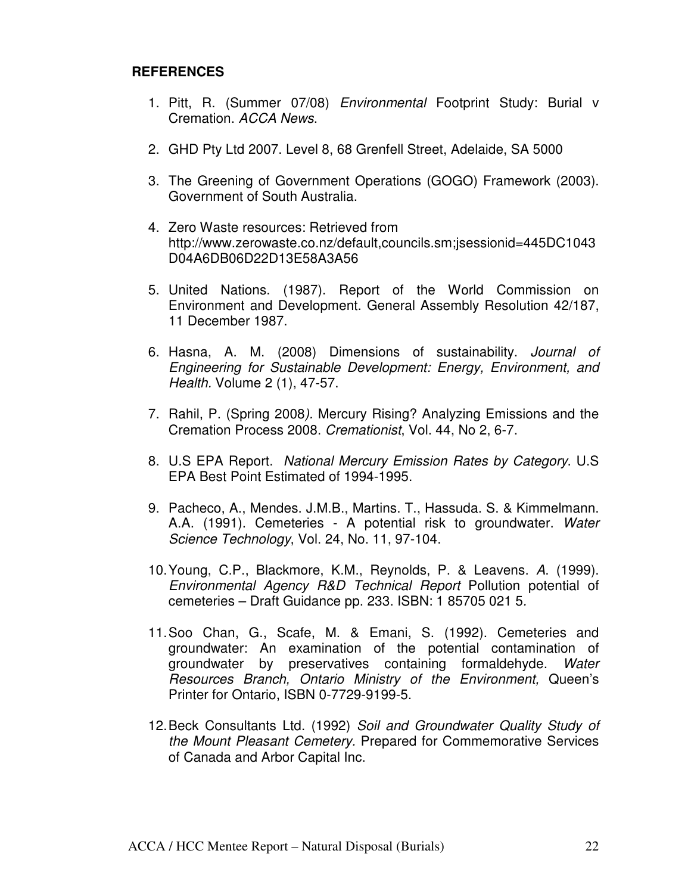## REFERENCES

1. Pitt, R. (Summer 07/08) *Environmental* Footprint Study: Burial v Cremation. *ACCA News*.

2. GHD Pty Ltd 2007. Level 8, 68 Grenfell Street, Adelaide, SA 5000

3. The Greening of Government Operations (GOGO) Framework (2003). Government of South Australia.

4. Zero Waste resources: Retrieved from http://www.zerowaste.co.nz/default,councils.sm;jsessionid=445DC1043D04A6DB06D22D13E58A3A56

5. United Nations. (1987). Report of the World Commission on Environment and Development. General Assembly Resolution 42/187, 11 December 1987.

6. Hasna, A. M. (2008) Dimensions of sustainability. *Journal of Engineering for Sustainable Development: Energy, Environment, and Health.* Volume 2 (1), 47-57.

7. Rahil, P. (Spring 2008*).* Mercury Rising? Analyzing Emissions and the Cremation Process 2008. *Cremationist*, Vol. 44, No 2, 6-7.

8. U.S EPA Report. *National Mercury Emission Rates by Category*. U.S EPA Best Point Estimated of 1994-1995.

9. Pacheco, A., Mendes. J.M.B., Martins. T., Hassuda. S. & Kimmelmann. A.A. (1991). Cemeteries - A potential risk to groundwater. *Water Science Technology*, Vol. 24, No. 11, 97-104.

10. Young, C.P., Blackmore, K.M., Reynolds, P. & Leavens. *A*. (1999). *Environmental Agency R&D Technical Report* Pollution potential of cemeteries – Draft Guidance pp. 233. ISBN: 1 85705 021 5.

11. Soo Chan, G., Scafe, M. & Emani, S. (1992). Cemeteries and groundwater: An examination of the potential contamination of groundwater by preservatives containing formaldehyde. *Water Resources Branch, Ontario Ministry of the Environment,* Queen's Printer for Ontario, ISBN 0-7729-9199-5.

12. Beck Consultants Ltd. (1992) *Soil and Groundwater Quality Study of the Mount Pleasant Cemetery.* Prepared for Commemorative Services of Canada and Arbor Capital Inc.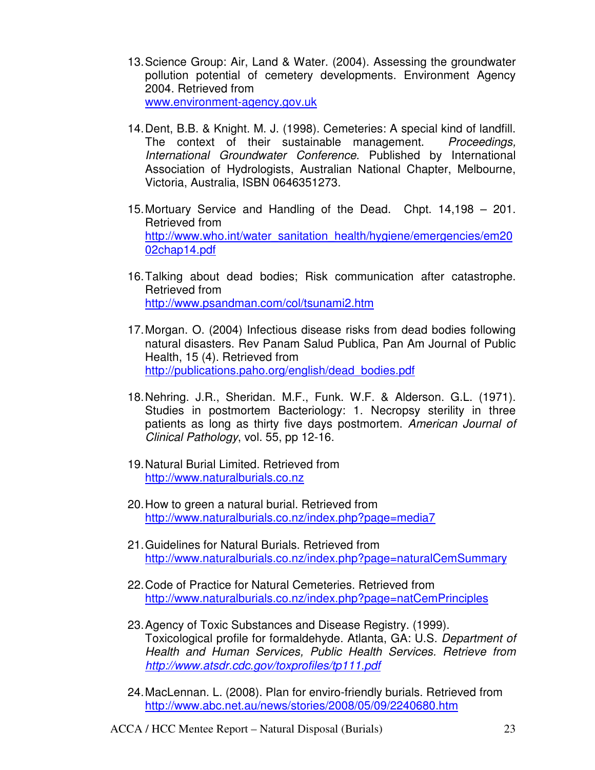13. Science Group: Air, Land & Water. (2004). Assessing the groundwater pollution potential of cemetery developments. Environment Agency 2004. Retrieved from www.environment-agency.gov.uk

14. Dent, B.B. & Knight. M. J. (1998). Cemeteries: A special kind of landfill. The context of their sustainable management. *Proceedings, International Groundwater Conference*. Published by International Association of Hydrologists, Australian National Chapter, Melbourne, Victoria, Australia, ISBN 0646351273.

15. Mortuary Service and Handling of the Dead. Chpt. 14,198 – 201. Retrieved from http://www.who.int/water_sanitation_health/hygiene/emergencies/em2002chap14.pdf

16. Talking about dead bodies; Risk communication after catastrophe. Retrieved from http://www.psandman.com/col/tsunami2.htm

17. Morgan. O. (2004) Infectious disease risks from dead bodies following natural disasters. Rev Panam Salud Publica, Pan Am Journal of Public Health, 15 (4). Retrieved from http://publications.paho.org/english/dead_bodies.pdf

18. Nehring. J.R., Sheridan. M.F., Funk. W.F. & Alderson. G.L. (1971). Studies in postmortem Bacteriology: 1. Necropsy sterility in three patients as long as thirty five days postmortem. *American Journal of Clinical Pathology*, vol. 55, pp 12-16.

19. Natural Burial Limited. Retrieved from http://www.naturalburials.co.nz

20. How to green a natural burial. Retrieved from http://www.naturalburials.co.nz/index.php?page=media7

21. Guidelines for Natural Burials. Retrieved from http://www.naturalburials.co.nz/index.php?page=naturalCemSummary

22. Code of Practice for Natural Cemeteries. Retrieved from http://www.naturalburials.co.nz/index.php?page=natCemPrinciples

23. Agency of Toxic Substances and Disease Registry. (1999). Toxicological profile for formaldehyde. Atlanta, GA: U.S. *Department of Health and Human Services, Public Health Services. Retrieve from http://www.atsdr.cdc.gov/toxprofiles/tp111.pdf*

24. MacLennan. L. (2008). Plan for enviro-friendly burials. Retrieved from http://www.abc.net.au/news/stories/2008/05/09/2240680.htm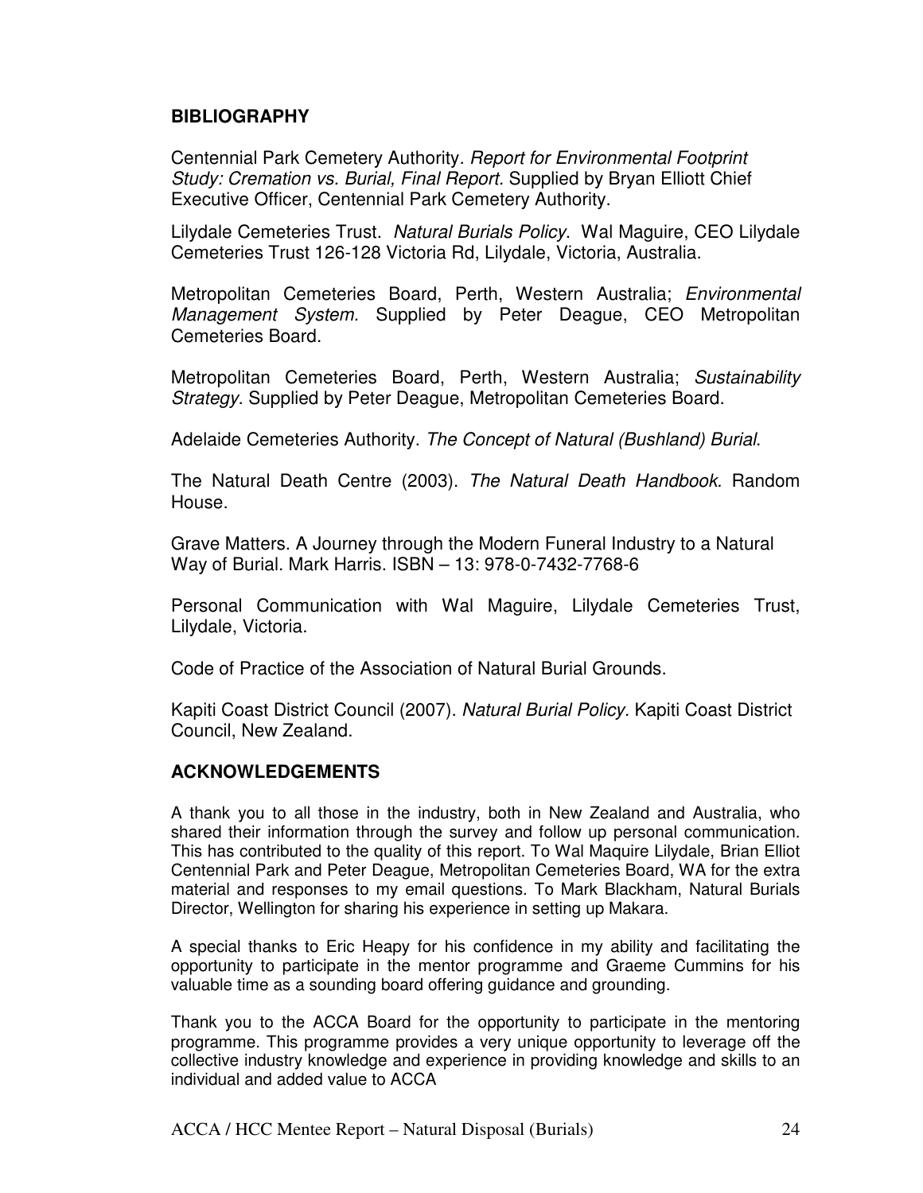## BIBLIOGRAPHY

Centennial Park Cemetery Authority. *Report for Environmental Footprint Study: Cremation vs. Burial, Final Report.* Supplied by Bryan Elliott Chief Executive Officer, Centennial Park Cemetery Authority.

Lilydale Cemeteries Trust. *Natural Burials Policy.* Wal Maguire, CEO Lilydale Cemeteries Trust 126-128 Victoria Rd, Lilydale, Victoria, Australia.

Metropolitan Cemeteries Board, Perth, Western Australia; *Environmental Management System.* Supplied by Peter Deague, CEO Metropolitan Cemeteries Board.

Metropolitan Cemeteries Board, Perth, Western Australia; *Sustainability Strategy*. Supplied by Peter Deague, Metropolitan Cemeteries Board.

Adelaide Cemeteries Authority. *The Concept of Natural (Bushland) Burial*.

The Natural Death Centre (2003). *The Natural Death Handbook.* Random House.

Grave Matters. A Journey through the Modern Funeral Industry to a Natural Way of Burial. Mark Harris. ISBN – 13: 978-0-7432-7768-6

Personal Communication with Wal Maguire, Lilydale Cemeteries Trust, Lilydale, Victoria.

Code of Practice of the Association of Natural Burial Grounds.

Kapiti Coast District Council (2007). *Natural Burial Policy.* Kapiti Coast District Council, New Zealand.

## ACKNOWLEDGEMENTS

A thank you to all those in the industry, both in New Zealand and Australia, who shared their information through the survey and follow up personal communication. This has contributed to the quality of this report. To Wal Maquire Lilydale, Brian Elliot Centennial Park and Peter Deague, Metropolitan Cemeteries Board, WA for the extra material and responses to my email questions. To Mark Blackham, Natural Burials Director, Wellington for sharing his experience in setting up Makara.

A special thanks to Eric Heapy for his confidence in my ability and facilitating the opportunity to participate in the mentor programme and Graeme Cummins for his valuable time as a sounding board offering guidance and grounding.

Thank you to the ACCA Board for the opportunity to participate in the mentoring programme. This programme provides a very unique opportunity to leverage off the collective industry knowledge and experience in providing knowledge and skills to an individual and added value to ACCA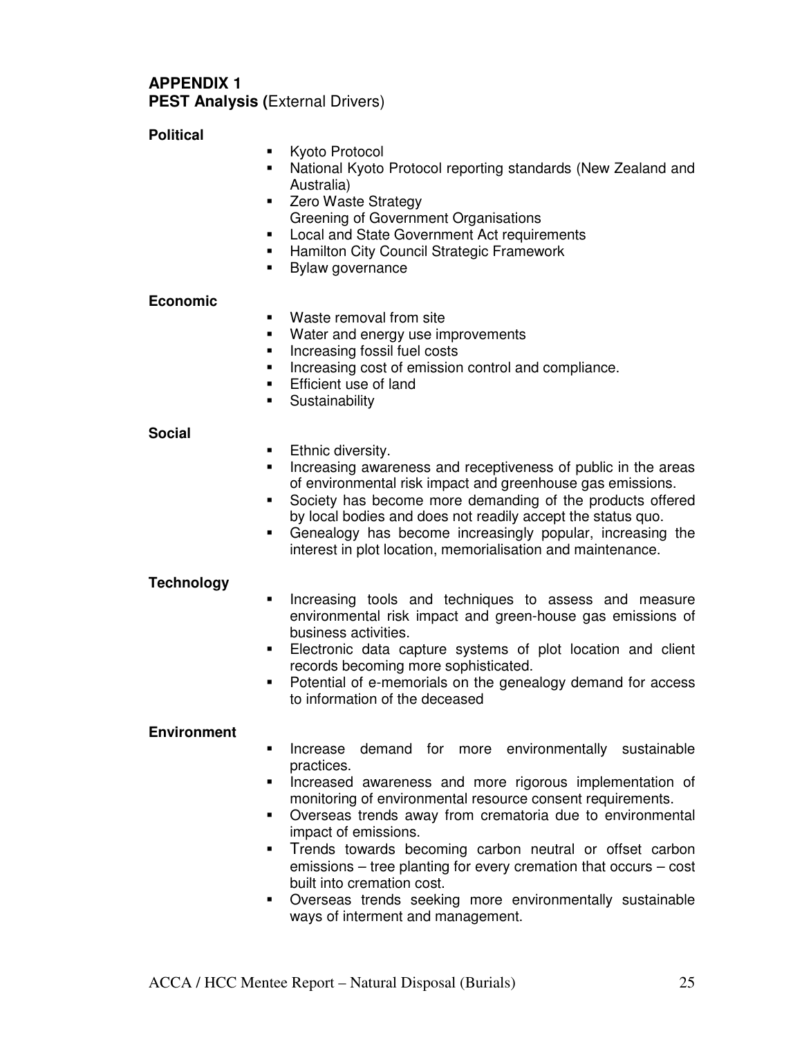## APPENDIX 1

**PEST Analysis (**External Drivers)

**Political**

- Kyoto Protocol
- National Kyoto Protocol reporting standards (New Zealand and Australia)
- Zero Waste Strategy
  Greening of Government Organisations
- Local and State Government Act requirements
- Hamilton City Council Strategic Framework
- Bylaw governance

**Economic**

- Waste removal from site
- Water and energy use improvements
- Increasing fossil fuel costs
- Increasing cost of emission control and compliance.
- Efficient use of land
- Sustainability

**Social**

- Ethnic diversity.
- Increasing awareness and receptiveness of public in the areas of environmental risk impact and greenhouse gas emissions.
- Society has become more demanding of the products offered by local bodies and does not readily accept the status quo.
- Genealogy has become increasingly popular, increasing the interest in plot location, memorialisation and maintenance.

**Technology**

- Increasing tools and techniques to assess and measure environmental risk impact and green-house gas emissions of business activities.
- Electronic data capture systems of plot location and client records becoming more sophisticated.
- Potential of e-memorials on the genealogy demand for access to information of the deceased

**Environment**

- Increase demand for more environmentally sustainable practices.
- Increased awareness and more rigorous implementation of monitoring of environmental resource consent requirements.
- Overseas trends away from crematoria due to environmental impact of emissions.
- Trends towards becoming carbon neutral or offset carbon emissions – tree planting for every cremation that occurs – cost built into cremation cost.
- Overseas trends seeking more environmentally sustainable ways of interment and management.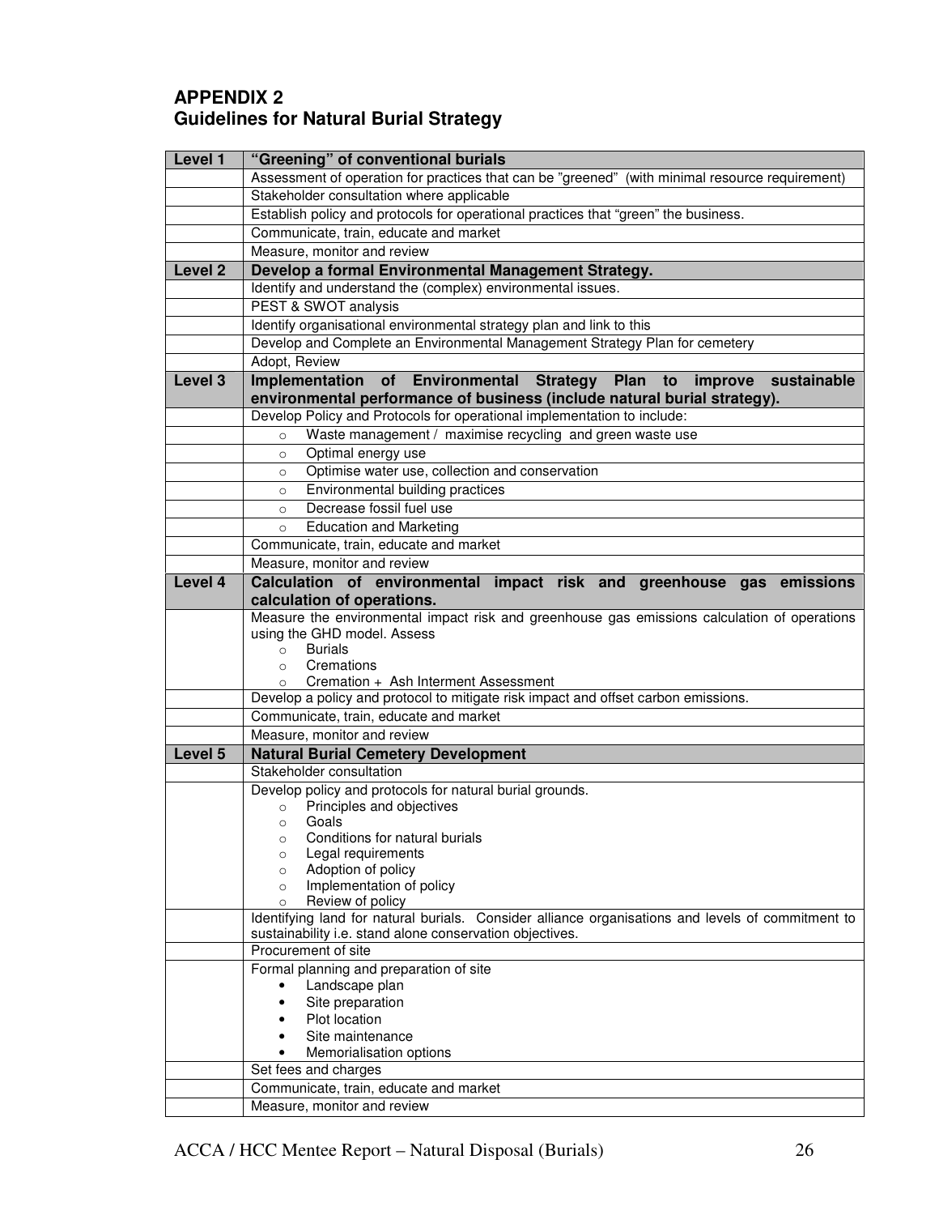## APPENDIX 2
## Guidelines for Natural Burial Strategy

| | |
|---|---|
| **Level 1** | **"Greening" of conventional burials** |
| | Assessment of operation for practices that can be "greened" (with minimal resource requirement) |
| | Stakeholder consultation where applicable |
| | Establish policy and protocols for operational practices that "green" the business. |
| | Communicate, train, educate and market |
| | Measure, monitor and review |
| **Level 2** | **Develop a formal Environmental Management Strategy.** |
| | Identify and understand the (complex) environmental issues. |
| | PEST & SWOT analysis |
| | Identify organisational environmental strategy plan and link to this |
| | Develop and Complete an Environmental Management Strategy Plan for cemetery |
| | Adopt, Review |
| **Level 3** | **Implementation of Environmental Strategy Plan to improve sustainable environmental performance of business (include natural burial strategy).** |
| | Develop Policy and Protocols for operational implementation to include: |
| | ○ Waste management / maximise recycling and green waste use |
| | ○ Optimal energy use |
| | ○ Optimise water use, collection and conservation |
| | ○ Environmental building practices |
| | ○ Decrease fossil fuel use |
| | ○ Education and Marketing |
| | Communicate, train, educate and market |
| | Measure, monitor and review |
| **Level 4** | **Calculation of environmental impact risk and greenhouse gas emissions calculation of operations.** |
| | Measure the environmental impact risk and greenhouse gas emissions calculation of operations using the GHD model. Assess<br>○ Burials<br>○ Cremations<br>○ Cremation + Ash Interment Assessment |
| | Develop a policy and protocol to mitigate risk impact and offset carbon emissions. |
| | Communicate, train, educate and market |
| | Measure, monitor and review |
| **Level 5** | **Natural Burial Cemetery Development** |
| | Stakeholder consultation |
| | Develop policy and protocols for natural burial grounds.<br>○ Principles and objectives<br>○ Goals<br>○ Conditions for natural burials<br>○ Legal requirements<br>○ Adoption of policy<br>○ Implementation of policy<br>○ Review of policy |
| | Identifying land for natural burials. Consider alliance organisations and levels of commitment to sustainability i.e. stand alone conservation objectives. |
| | Procurement of site |
| | Formal planning and preparation of site<br>• Landscape plan<br>• Site preparation<br>• Plot location<br>• Site maintenance<br>• Memorialisation options |
| | Set fees and charges |
| | Communicate, train, educate and market |
| | Measure, monitor and review |

ACCA / HCC Mentee Report – Natural Disposal (Burials)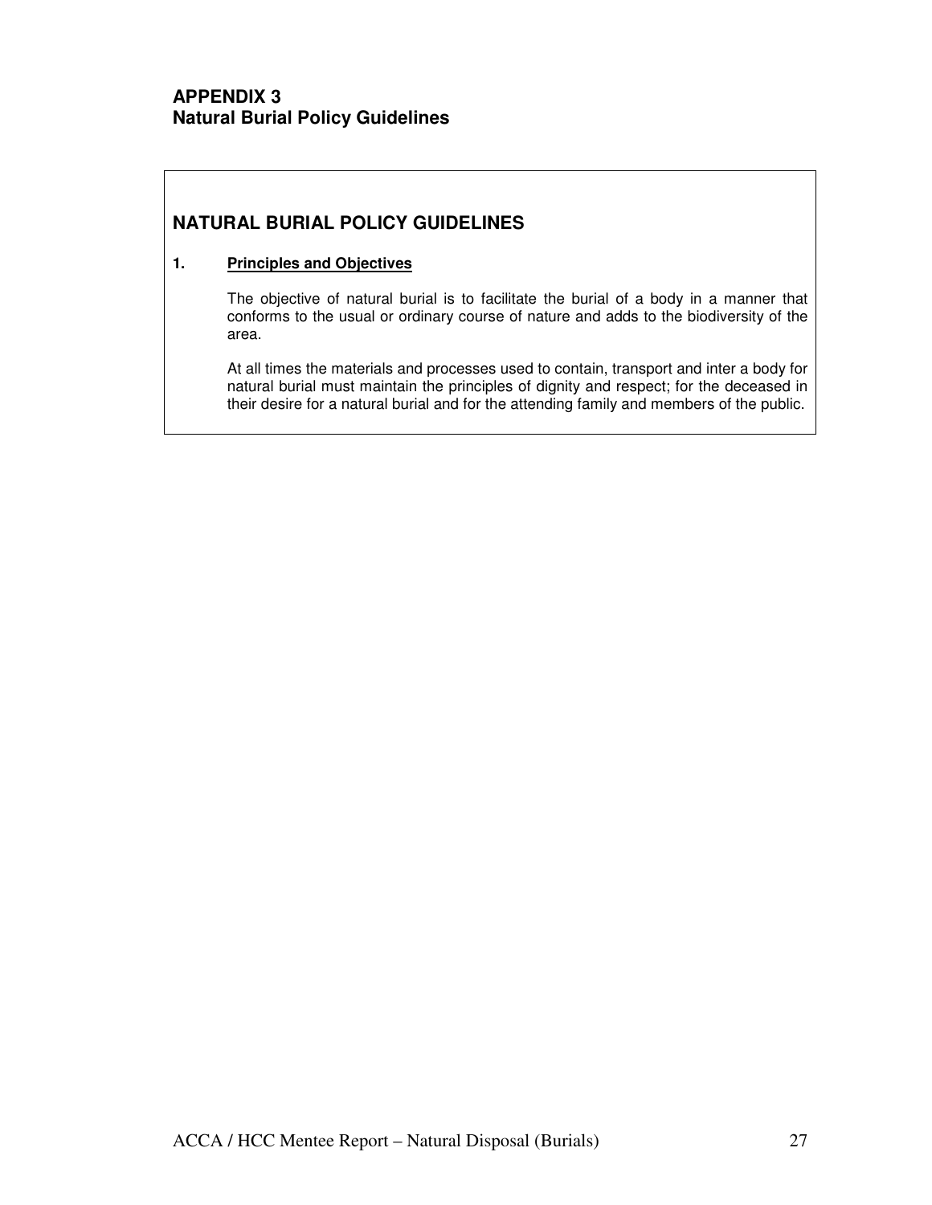## APPENDIX 3
## Natural Burial Policy Guidelines

## NATURAL BURIAL POLICY GUIDELINES

**1. Principles and Objectives**

The objective of natural burial is to facilitate the burial of a body in a manner that conforms to the usual or ordinary course of nature and adds to the biodiversity of the area.

At all times the materials and processes used to contain, transport and inter a body for natural burial must maintain the principles of dignity and respect; for the deceased in their desire for a natural burial and for the attending family and members of the public.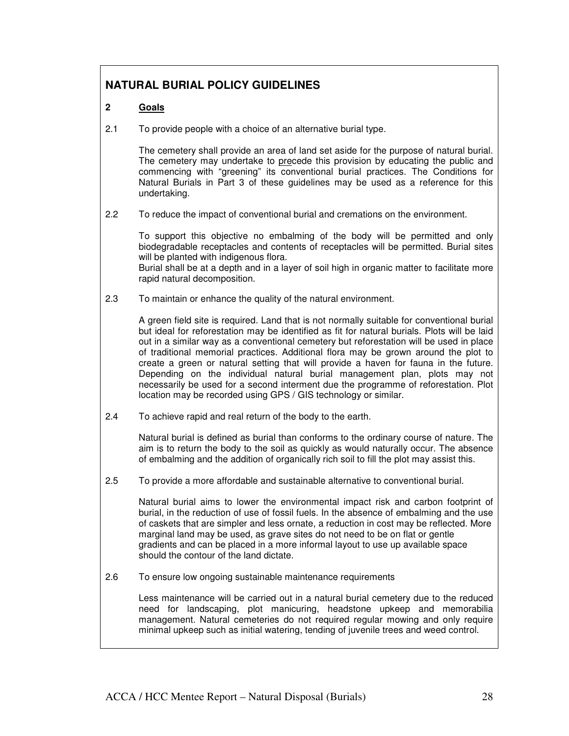## NATURAL BURIAL POLICY GUIDELINES

### 2 Goals

2.1 To provide people with a choice of an alternative burial type.

The cemetery shall provide an area of land set aside for the purpose of natural burial. The cemetery may undertake to <u>pre</u>cede this provision by educating the public and commencing with "greening" its conventional burial practices. The Conditions for Natural Burials in Part 3 of these guidelines may be used as a reference for this undertaking.

2.2 To reduce the impact of conventional burial and cremations on the environment.

To support this objective no embalming of the body will be permitted and only biodegradable receptacles and contents of receptacles will be permitted. Burial sites will be planted with indigenous flora.
Burial shall be at a depth and in a layer of soil high in organic matter to facilitate more rapid natural decomposition.

2.3 To maintain or enhance the quality of the natural environment.

A green field site is required. Land that is not normally suitable for conventional burial but ideal for reforestation may be identified as fit for natural burials. Plots will be laid out in a similar way as a conventional cemetery but reforestation will be used in place of traditional memorial practices. Additional flora may be grown around the plot to create a green or natural setting that will provide a haven for fauna in the future. Depending on the individual natural burial management plan, plots may not necessarily be used for a second interment due the programme of reforestation. Plot location may be recorded using GPS / GIS technology or similar.

2.4 To achieve rapid and real return of the body to the earth.

Natural burial is defined as burial than conforms to the ordinary course of nature. The aim is to return the body to the soil as quickly as would naturally occur. The absence of embalming and the addition of organically rich soil to fill the plot may assist this.

2.5 To provide a more affordable and sustainable alternative to conventional burial.

Natural burial aims to lower the environmental impact risk and carbon footprint of burial, in the reduction of use of fossil fuels. In the absence of embalming and the use of caskets that are simpler and less ornate, a reduction in cost may be reflected. More marginal land may be used, as grave sites do not need to be on flat or gentle gradients and can be placed in a more informal layout to use up available space should the contour of the land dictate.

2.6 To ensure low ongoing sustainable maintenance requirements

Less maintenance will be carried out in a natural burial cemetery due to the reduced need for landscaping, plot manicuring, headstone upkeep and memorabilia management. Natural cemeteries do not required regular mowing and only require minimal upkeep such as initial watering, tending of juvenile trees and weed control.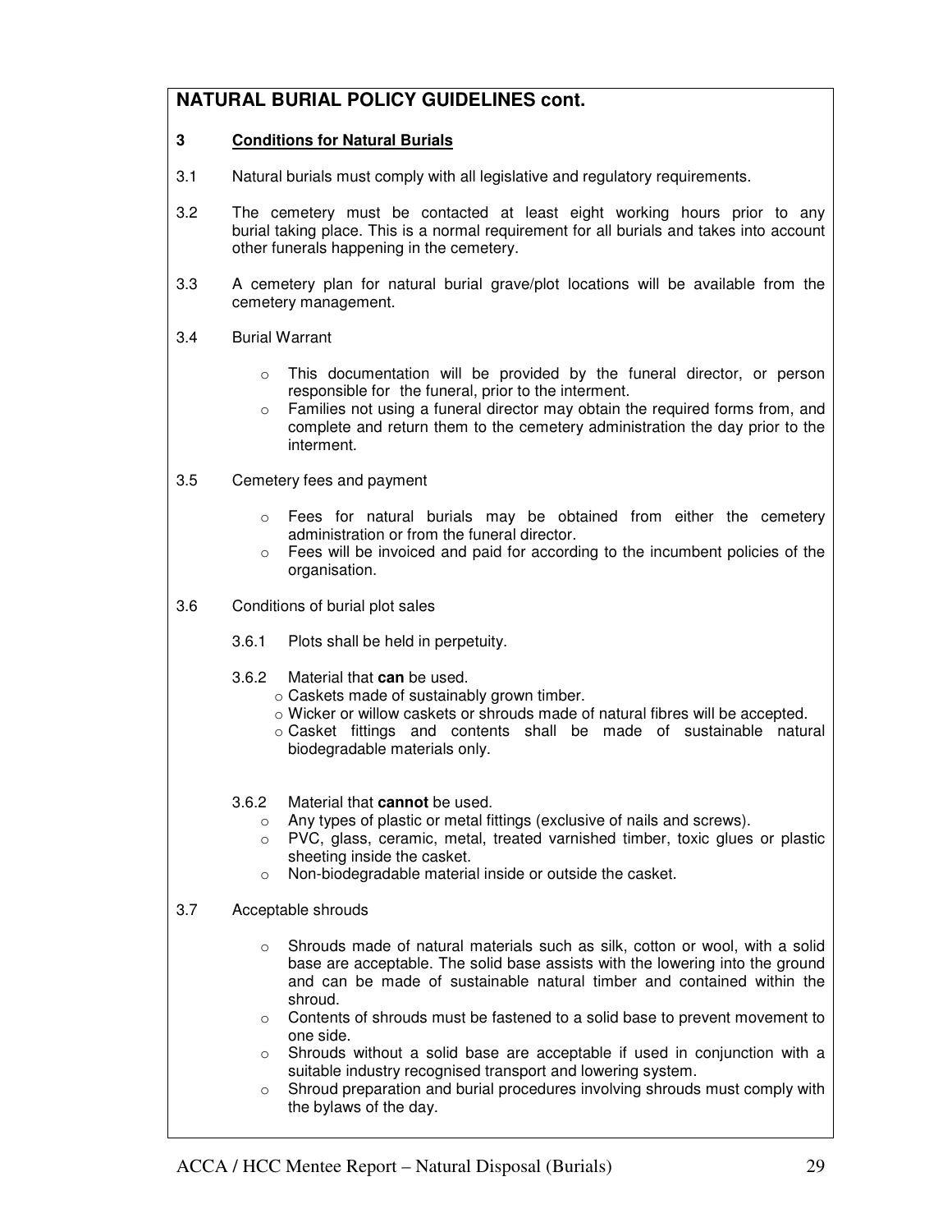## NATURAL BURIAL POLICY GUIDELINES cont.

### 3 Conditions for Natural Burials

3.1 Natural burials must comply with all legislative and regulatory requirements.

3.2 The cemetery must be contacted at least eight working hours prior to any burial taking place. This is a normal requirement for all burials and takes into account other funerals happening in the cemetery.

3.3 A cemetery plan for natural burial grave/plot locations will be available from the cemetery management.

3.4 Burial Warrant

- This documentation will be provided by the funeral director, or person responsible for the funeral, prior to the interment.
- Families not using a funeral director may obtain the required forms from, and complete and return them to the cemetery administration the day prior to the interment.

3.5 Cemetery fees and payment

- Fees for natural burials may be obtained from either the cemetery administration or from the funeral director.
- Fees will be invoiced and paid for according to the incumbent policies of the organisation.

3.6 Conditions of burial plot sales

3.6.1 Plots shall be held in perpetuity.

3.6.2 Material that **can** be used.

- Caskets made of sustainably grown timber.
- Wicker or willow caskets or shrouds made of natural fibres will be accepted.
- Casket fittings and contents shall be made of sustainable natural biodegradable materials only.

3.6.2 Material that **cannot** be used.

- Any types of plastic or metal fittings (exclusive of nails and screws).
- PVC, glass, ceramic, metal, treated varnished timber, toxic glues or plastic sheeting inside the casket.
- Non-biodegradable material inside or outside the casket.

3.7 Acceptable shrouds

- Shrouds made of natural materials such as silk, cotton or wool, with a solid base are acceptable. The solid base assists with the lowering into the ground and can be made of sustainable natural timber and contained within the shroud.
- Contents of shrouds must be fastened to a solid base to prevent movement to one side.
- Shrouds without a solid base are acceptable if used in conjunction with a suitable industry recognised transport and lowering system.
- Shroud preparation and burial procedures involving shrouds must comply with the bylaws of the day.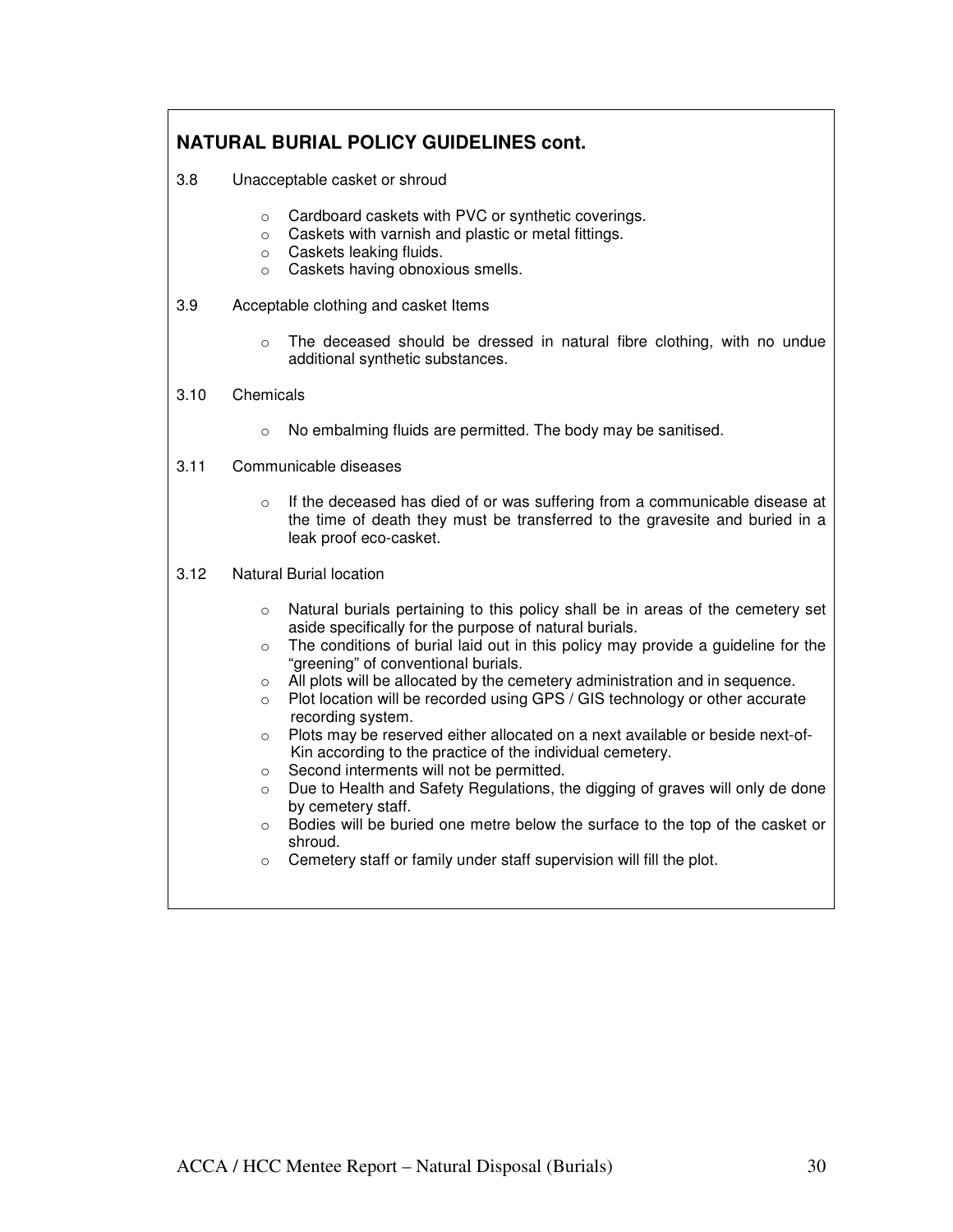## NATURAL BURIAL POLICY GUIDELINES cont.

3.8 Unacceptable casket or shroud

- Cardboard caskets with PVC or synthetic coverings.
- Caskets with varnish and plastic or metal fittings.
- Caskets leaking fluids.
- Caskets having obnoxious smells.

3.9 Acceptable clothing and casket Items

- The deceased should be dressed in natural fibre clothing, with no undue additional synthetic substances.

3.10 Chemicals

- No embalming fluids are permitted. The body may be sanitised.

3.11 Communicable diseases

- If the deceased has died of or was suffering from a communicable disease at the time of death they must be transferred to the gravesite and buried in a leak proof eco-casket.

3.12 Natural Burial location

- Natural burials pertaining to this policy shall be in areas of the cemetery set aside specifically for the purpose of natural burials.
- The conditions of burial laid out in this policy may provide a guideline for the "greening" of conventional burials.
- All plots will be allocated by the cemetery administration and in sequence.
- Plot location will be recorded using GPS / GIS technology or other accurate recording system.
- Plots may be reserved either allocated on a next available or beside next-of-Kin according to the practice of the individual cemetery.
- Second interments will not be permitted.
- Due to Health and Safety Regulations, the digging of graves will only de done by cemetery staff.
- Bodies will be buried one metre below the surface to the top of the casket or shroud.
- Cemetery staff or family under staff supervision will fill the plot.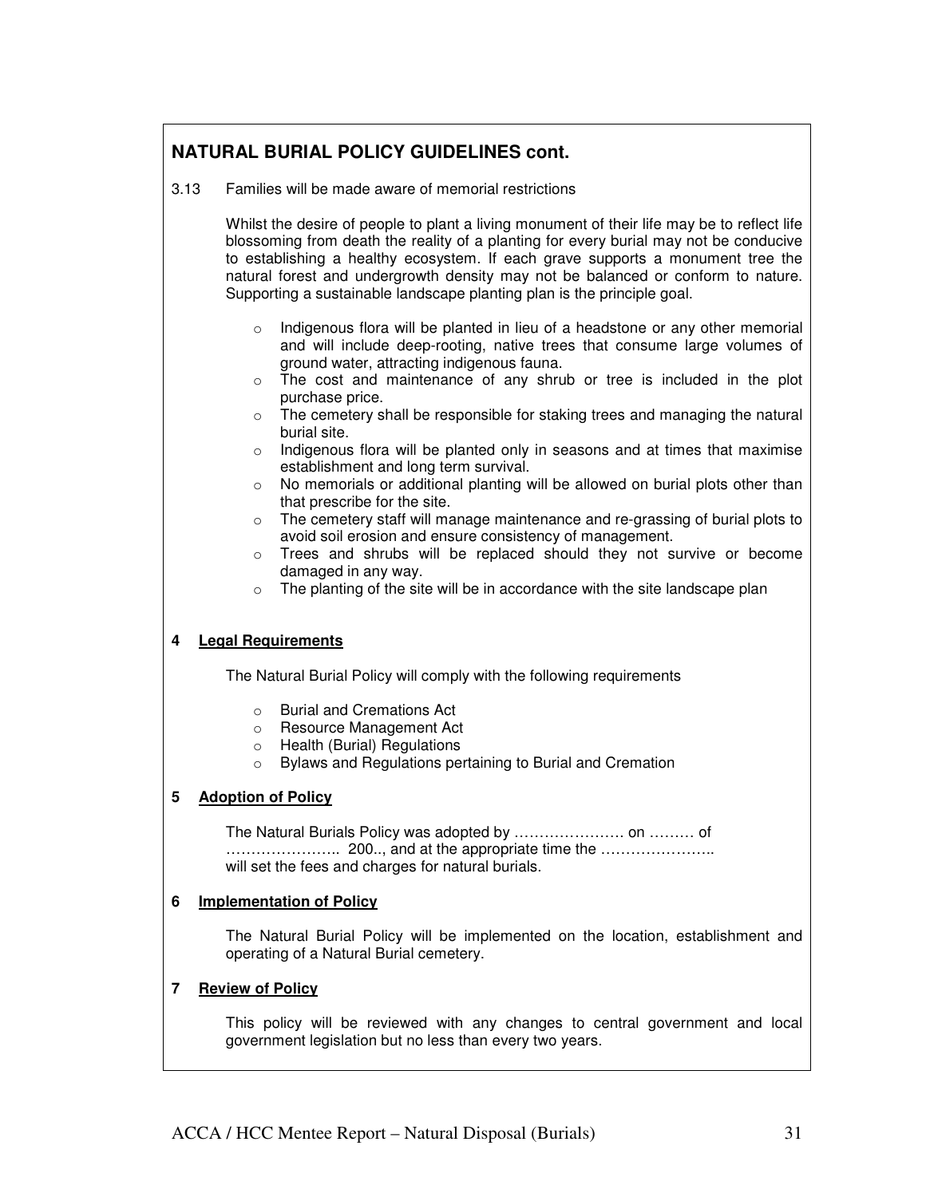## NATURAL BURIAL POLICY GUIDELINES cont.

3.13 Families will be made aware of memorial restrictions

Whilst the desire of people to plant a living monument of their life may be to reflect life blossoming from death the reality of a planting for every burial may not be conducive to establishing a healthy ecosystem. If each grave supports a monument tree the natural forest and undergrowth density may not be balanced or conform to nature. Supporting a sustainable landscape planting plan is the principle goal.

- Indigenous flora will be planted in lieu of a headstone or any other memorial and will include deep-rooting, native trees that consume large volumes of ground water, attracting indigenous fauna.
- The cost and maintenance of any shrub or tree is included in the plot purchase price.
- The cemetery shall be responsible for staking trees and managing the natural burial site.
- Indigenous flora will be planted only in seasons and at times that maximise establishment and long term survival.
- No memorials or additional planting will be allowed on burial plots other than that prescribe for the site.
- The cemetery staff will manage maintenance and re-grassing of burial plots to avoid soil erosion and ensure consistency of management.
- Trees and shrubs will be replaced should they not survive or become damaged in any way.
- The planting of the site will be in accordance with the site landscape plan

### 4 Legal Requirements

The Natural Burial Policy will comply with the following requirements

- Burial and Cremations Act
- Resource Management Act
- Health (Burial) Regulations
- Bylaws and Regulations pertaining to Burial and Cremation

### 5 Adoption of Policy

The Natural Burials Policy was adopted by …………………. on ……… of ………………….. 200.., and at the appropriate time the ………………….. will set the fees and charges for natural burials.

### 6 Implementation of Policy

The Natural Burial Policy will be implemented on the location, establishment and operating of a Natural Burial cemetery.

### 7 Review of Policy

This policy will be reviewed with any changes to central government and local government legislation but no less than every two years.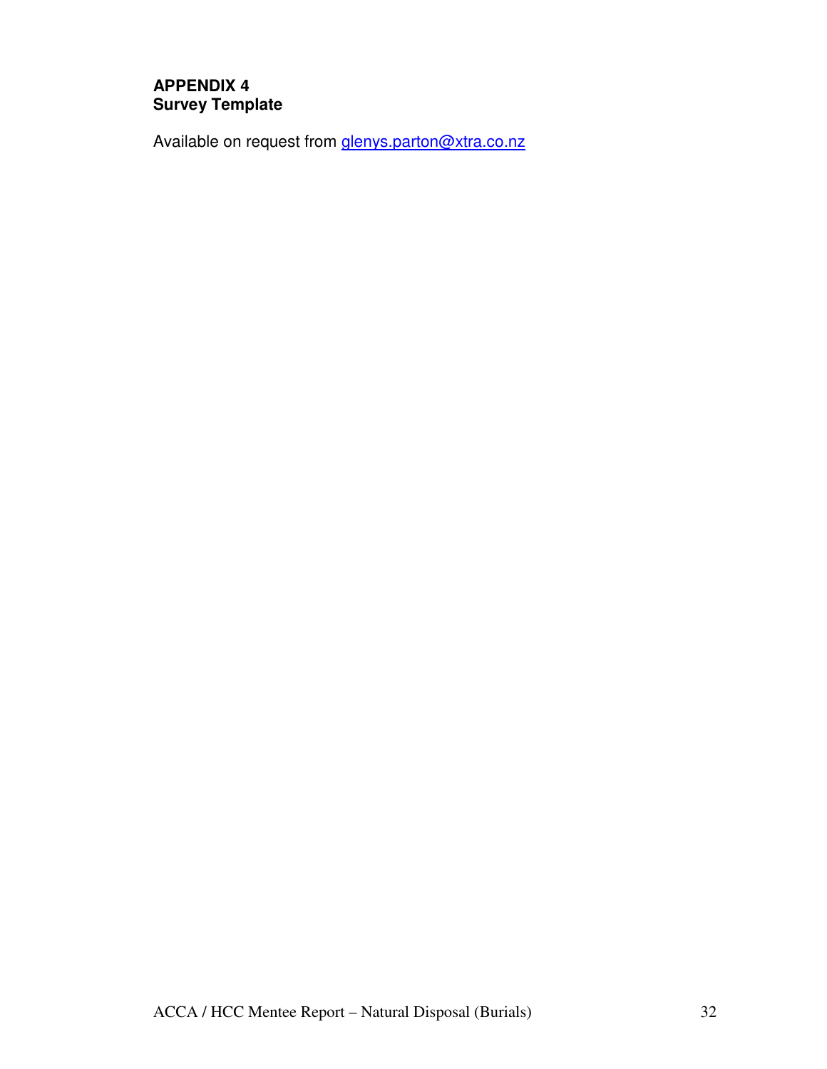## APPENDIX 4
## Survey Template

Available on request from glenys.parton@xtra.co.nz